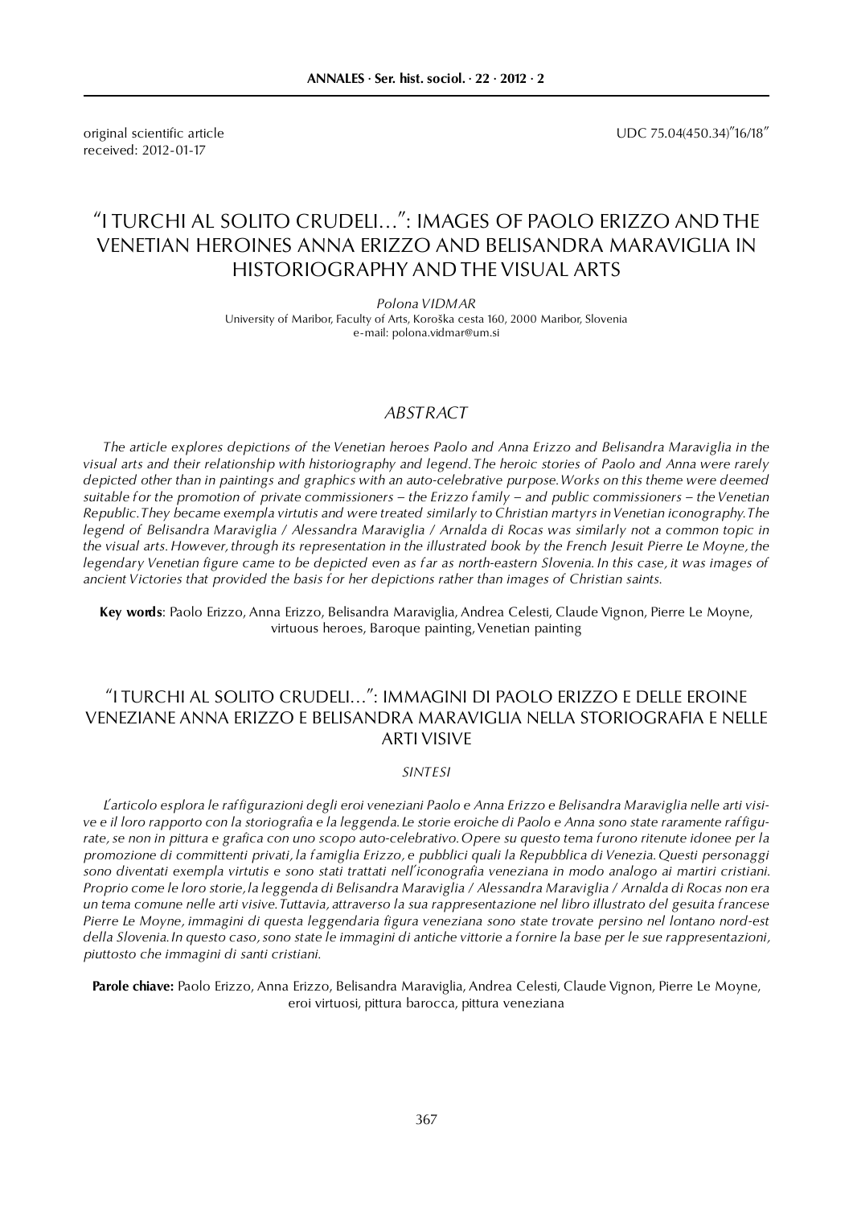original scientific article
received: 2012-01-17

UDC 75.04(450.34)"16/18"

# "I TURCHI AL SOLITO CRUDELI…": IMAGES OF PAOLO ERIZZO AND THE VENETIAN HEROINES ANNA ERIZZO AND BELISANDRA MARAVIGLIA IN HISTORIOGRAPHY AND THE VISUAL ARTS

*Polona VIDMAR*
University of Maribor, Faculty of Arts, Koroška cesta 160, 2000 Maribor, Slovenia
e-mail: polona.vidmar@um.si

## *ABSTRACT*

*The article explores depictions of the Venetian heroes Paolo and Anna Erizzo and Belisandra Maraviglia in the visual arts and their relationship with historiography and legend. The heroic stories of Paolo and Anna were rarely depicted other than in paintings and graphics with an auto-celebrative purpose. Works on this theme were deemed suitable for the promotion of private commissioners – the Erizzo family – and public commissioners – the Venetian Republic. They became exempla virtutis and were treated similarly to Christian martyrs in Venetian iconography. The legend of Belisandra Maraviglia / Alessandra Maraviglia / Arnalda di Rocas was similarly not a common topic in the visual arts. However, through its representation in the illustrated book by the French Jesuit Pierre Le Moyne, the legendary Venetian figure came to be depicted even as far as north-eastern Slovenia. In this case, it was images of ancient Victories that provided the basis for her depictions rather than images of Christian saints.*

**Key words**: Paolo Erizzo, Anna Erizzo, Belisandra Maraviglia, Andrea Celesti, Claude Vignon, Pierre Le Moyne, virtuous heroes, Baroque painting, Venetian painting

# "I TURCHI AL SOLITO CRUDELI…": IMMAGINI DI PAOLO ERIZZO E DELLE EROINE VENEZIANE ANNA ERIZZO E BELISANDRA MARAVIGLIA NELLA STORIOGRAFIA E NELLE ARTI VISIVE

## *SINTESI*

*L'articolo esplora le raffigurazioni degli eroi veneziani Paolo e Anna Erizzo e Belisandra Maraviglia nelle arti visive e il loro rapporto con la storiografia e la leggenda. Le storie eroiche di Paolo e Anna sono state raramente raffigurate, se non in pittura e grafica con uno scopo auto-celebrativo. Opere su questo tema furono ritenute idonee per la promozione di committenti privati, la famiglia Erizzo, e pubblici quali la Repubblica di Venezia. Questi personaggi sono diventati exempla virtutis e sono stati trattati nell'iconografia veneziana in modo analogo ai martiri cristiani. Proprio come le loro storie, la leggenda di Belisandra Maraviglia / Alessandra Maraviglia / Arnalda di Rocas non era un tema comune nelle arti visive. Tuttavia, attraverso la sua rappresentazione nel libro illustrato del gesuita francese Pierre Le Moyne, immagini di questa leggendaria figura veneziana sono state trovate persino nel lontano nord-est della Slovenia. In questo caso, sono state le immagini di antiche vittorie a fornire la base per le sue rappresentazioni, piuttosto che immagini di santi cristiani.*

**Parole chiave:** Paolo Erizzo, Anna Erizzo, Belisandra Maraviglia, Andrea Celesti, Claude Vignon, Pierre Le Moyne, eroi virtuosi, pittura barocca, pittura veneziana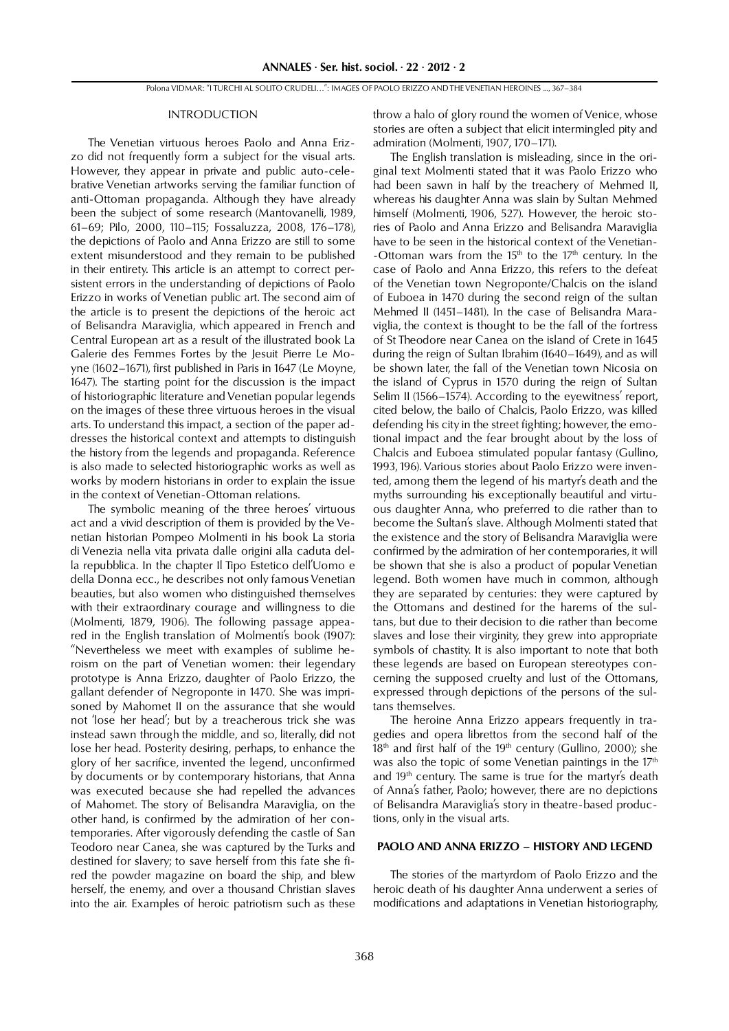## INTRODUCTION

The Venetian virtuous heroes Paolo and Anna Erizzo did not frequently form a subject for the visual arts. However, they appear in private and public auto-celebrative Venetian artworks serving the familiar function of anti-Ottoman propaganda. Although they have already been the subject of some research (Mantovanelli, 1989, 61–69; Pilo, 2000, 110–115; Fossaluzza, 2008, 176–178), the depictions of Paolo and Anna Erizzo are still to some extent misunderstood and they remain to be published in their entirety. This article is an attempt to correct persistent errors in the understanding of depictions of Paolo Erizzo in works of Venetian public art. The second aim of the article is to present the depictions of the heroic act of Belisandra Maraviglia, which appeared in French and Central European art as a result of the illustrated book La Galerie des Femmes Fortes by the Jesuit Pierre Le Moyne (1602–1671), first published in Paris in 1647 (Le Moyne, 1647). The starting point for the discussion is the impact of historiographic literature and Venetian popular legends on the images of these three virtuous heroes in the visual arts. To understand this impact, a section of the paper addresses the historical context and attempts to distinguish the history from the legends and propaganda. Reference is also made to selected historiographic works as well as works by modern historians in order to explain the issue in the context of Venetian-Ottoman relations.

The symbolic meaning of the three heroes' virtuous act and a vivid description of them is provided by the Venetian historian Pompeo Molmenti in his book La storia di Venezia nella vita privata dalle origini alla caduta della repubblica. In the chapter Il Tipo Estetico dell'Uomo e della Donna ecc., he describes not only famous Venetian beauties, but also women who distinguished themselves with their extraordinary courage and willingness to die (Molmenti, 1879, 1906). The following passage appeared in the English translation of Molmenti's book (1907): "Nevertheless we meet with examples of sublime heroism on the part of Venetian women: their legendary prototype is Anna Erizzo, daughter of Paolo Erizzo, the gallant defender of Negroponte in 1470. She was imprisoned by Mahomet II on the assurance that she would not 'lose her head'; but by a treacherous trick she was instead sawn through the middle, and so, literally, did not lose her head. Posterity desiring, perhaps, to enhance the glory of her sacrifice, invented the legend, unconfirmed by documents or by contemporary historians, that Anna was executed because she had repelled the advances of Mahomet. The story of Belisandra Maraviglia, on the other hand, is confirmed by the admiration of her contemporaries. After vigorously defending the castle of San Teodoro near Canea, she was captured by the Turks and destined for slavery; to save herself from this fate she fired the powder magazine on board the ship, and blew herself, the enemy, and over a thousand Christian slaves into the air. Examples of heroic patriotism such as these throw a halo of glory round the women of Venice, whose stories are often a subject that elicit intermingled pity and admiration (Molmenti, 1907, 170–171).

The English translation is misleading, since in the original text Molmenti stated that it was Paolo Erizzo who had been sawn in half by the treachery of Mehmed II, whereas his daughter Anna was slain by Sultan Mehmed himself (Molmenti, 1906, 527). However, the heroic stories of Paolo and Anna Erizzo and Belisandra Maraviglia have to be seen in the historical context of the Venetian-Ottoman wars from the 15th to the 17th century. In the case of Paolo and Anna Erizzo, this refers to the defeat of the Venetian town Negroponte/Chalcis on the island of Euboea in 1470 during the second reign of the sultan Mehmed II (1451–1481). In the case of Belisandra Maraviglia, the context is thought to be the fall of the fortress of St Theodore near Canea on the island of Crete in 1645 during the reign of Sultan Ibrahim (1640–1649), and as will be shown later, the fall of the Venetian town Nicosia on the island of Cyprus in 1570 during the reign of Sultan Selim II (1566–1574). According to the eyewitness' report, cited below, the bailo of Chalcis, Paolo Erizzo, was killed defending his city in the street fighting; however, the emotional impact and the fear brought about by the loss of Chalcis and Euboea stimulated popular fantasy (Gullino, 1993, 196). Various stories about Paolo Erizzo were invented, among them the legend of his martyr's death and the myths surrounding his exceptionally beautiful and virtuous daughter Anna, who preferred to die rather than to become the Sultan's slave. Although Molmenti stated that the existence and the story of Belisandra Maraviglia were confirmed by the admiration of her contemporaries, it will be shown that she is also a product of popular Venetian legend. Both women have much in common, although they are separated by centuries: they were captured by the Ottomans and destined for the harems of the sultans, but due to their decision to die rather than become slaves and lose their virginity, they grew into appropriate symbols of chastity. It is also important to note that both these legends are based on European stereotypes concerning the supposed cruelty and lust of the Ottomans, expressed through depictions of the persons of the sultans themselves.

The heroine Anna Erizzo appears frequently in tragedies and opera librettos from the second half of the 18th and first half of the 19th century (Gullino, 2000); she was also the topic of some Venetian paintings in the 17th and 19th century. The same is true for the martyr's death of Anna's father, Paolo; however, there are no depictions of Belisandra Maraviglia's story in theatre-based productions, only in the visual arts.

## PAOLO AND ANNA ERIZZO – HISTORY AND LEGEND

The stories of the martyrdom of Paolo Erizzo and the heroic death of his daughter Anna underwent a series of modifications and adaptations in Venetian historiography,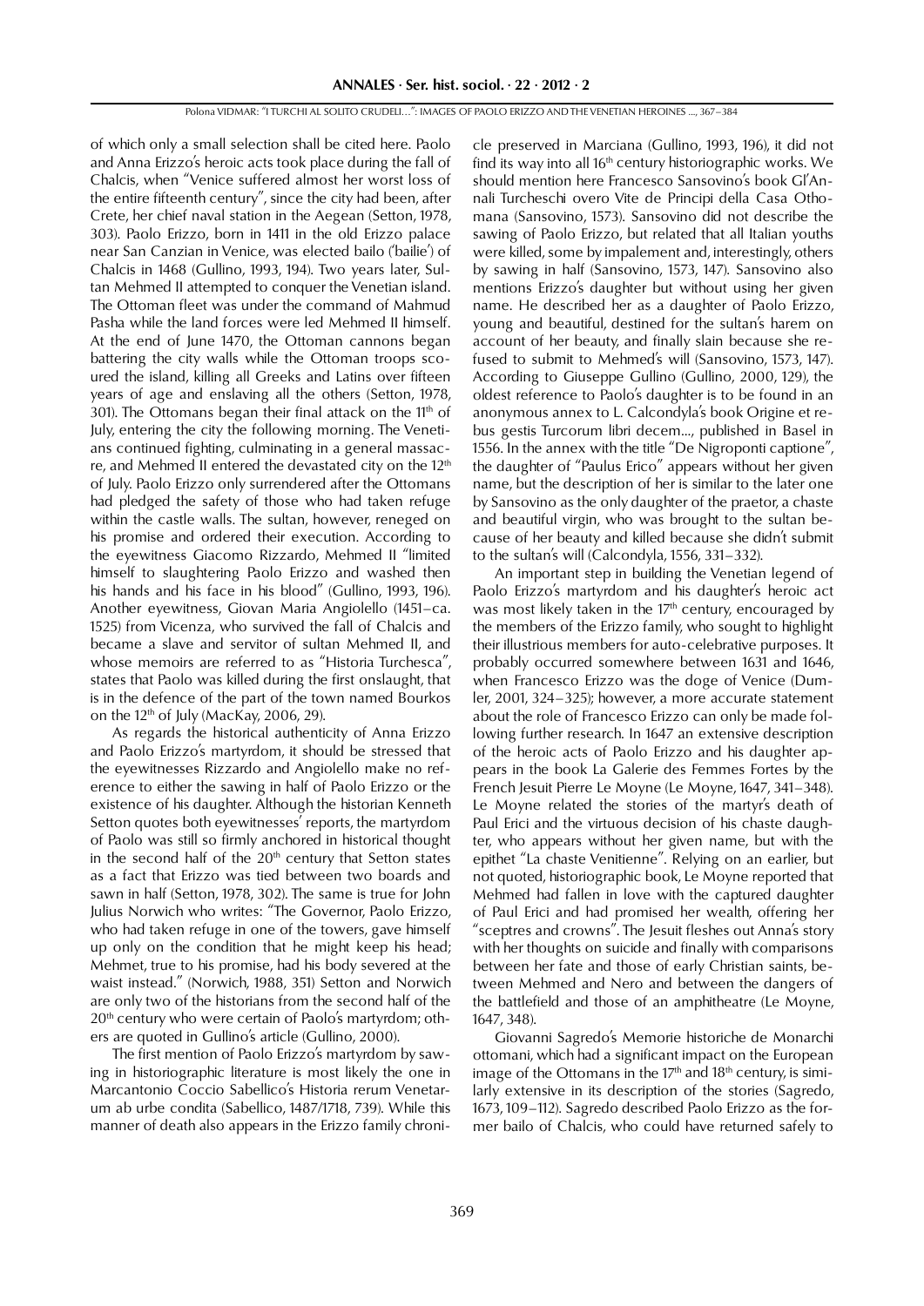of which only a small selection shall be cited here. Paolo and Anna Erizzo's heroic acts took place during the fall of Chalcis, when "Venice suffered almost her worst loss of the entire fifteenth century", since the city had been, after Crete, her chief naval station in the Aegean (Setton, 1978, 303). Paolo Erizzo, born in 1411 in the old Erizzo palace near San Canzian in Venice, was elected bailo ('bailie') of Chalcis in 1468 (Gullino, 1993, 194). Two years later, Sultan Mehmed II attempted to conquer the Venetian island. The Ottoman fleet was under the command of Mahmud Pasha while the land forces were led Mehmed II himself. At the end of June 1470, the Ottoman cannons began battering the city walls while the Ottoman troops scoured the island, killing all Greeks and Latins over fifteen years of age and enslaving all the others (Setton, 1978, 301). The Ottomans began their final attack on the 11th of July, entering the city the following morning. The Venetians continued fighting, culminating in a general massacre, and Mehmed II entered the devastated city on the 12th of July. Paolo Erizzo only surrendered after the Ottomans had pledged the safety of those who had taken refuge within the castle walls. The sultan, however, reneged on his promise and ordered their execution. According to the eyewitness Giacomo Rizzardo, Mehmed II "limited himself to slaughtering Paolo Erizzo and washed then his hands and his face in his blood" (Gullino, 1993, 196). Another eyewitness, Giovan Maria Angiolello (1451–ca. 1525) from Vicenza, who survived the fall of Chalcis and became a slave and servitor of sultan Mehmed II, and whose memoirs are referred to as "Historia Turchesca", states that Paolo was killed during the first onslaught, that is in the defence of the part of the town named Bourkos on the 12th of July (MacKay, 2006, 29).

As regards the historical authenticity of Anna Erizzo and Paolo Erizzo's martyrdom, it should be stressed that the eyewitnesses Rizzardo and Angiolello make no reference to either the sawing in half of Paolo Erizzo or the existence of his daughter. Although the historian Kenneth Setton quotes both eyewitnesses' reports, the martyrdom of Paolo was still so firmly anchored in historical thought in the second half of the 20th century that Setton states as a fact that Erizzo was tied between two boards and sawn in half (Setton, 1978, 302). The same is true for John Julius Norwich who writes: "The Governor, Paolo Erizzo, who had taken refuge in one of the towers, gave himself up only on the condition that he might keep his head; Mehmet, true to his promise, had his body severed at the waist instead." (Norwich, 1988, 351) Setton and Norwich are only two of the historians from the second half of the 20th century who were certain of Paolo's martyrdom; others are quoted in Gullino's article (Gullino, 2000).

The first mention of Paolo Erizzo's martyrdom by sawing in historiographic literature is most likely the one in Marcantonio Coccio Sabellico's Historia rerum Venetarum ab urbe condita (Sabellico, 1487/1718, 739). While this manner of death also appears in the Erizzo family chronicle preserved in Marciana (Gullino, 1993, 196), it did not find its way into all 16th century historiographic works. We should mention here Francesco Sansovino's book Gl'Annali Turcheschi overo Vite de Principi della Casa Othomana (Sansovino, 1573). Sansovino did not describe the sawing of Paolo Erizzo, but related that all Italian youths were killed, some by impalement and, interestingly, others by sawing in half (Sansovino, 1573, 147). Sansovino also mentions Erizzo's daughter but without using her given name. He described her as a daughter of Paolo Erizzo, young and beautiful, destined for the sultan's harem on account of her beauty, and finally slain because she refused to submit to Mehmed's will (Sansovino, 1573, 147). According to Giuseppe Gullino (Gullino, 2000, 129), the oldest reference to Paolo's daughter is to be found in an anonymous annex to L. Calcondyla's book Origine et rebus gestis Turcorum libri decem..., published in Basel in 1556. In the annex with the title "De Nigroponti captione", the daughter of "Paulus Erico" appears without her given name, but the description of her is similar to the later one by Sansovino as the only daughter of the praetor, a chaste and beautiful virgin, who was brought to the sultan because of her beauty and killed because she didn't submit to the sultan's will (Calcondyla, 1556, 331–332).

An important step in building the Venetian legend of Paolo Erizzo's martyrdom and his daughter's heroic act was most likely taken in the 17th century, encouraged by the members of the Erizzo family, who sought to highlight their illustrious members for auto-celebrative purposes. It probably occurred somewhere between 1631 and 1646, when Francesco Erizzo was the doge of Venice (Dumler, 2001, 324–325); however, a more accurate statement about the role of Francesco Erizzo can only be made following further research. In 1647 an extensive description of the heroic acts of Paolo Erizzo and his daughter appears in the book La Galerie des Femmes Fortes by the French Jesuit Pierre Le Moyne (Le Moyne, 1647, 341–348). Le Moyne related the stories of the martyr's death of Paul Erici and the virtuous decision of his chaste daughter, who appears without her given name, but with the epithet "La chaste Venitienne". Relying on an earlier, but not quoted, historiographic book, Le Moyne reported that Mehmed had fallen in love with the captured daughter of Paul Erici and had promised her wealth, offering her "sceptres and crowns". The Jesuit fleshes out Anna's story with her thoughts on suicide and finally with comparisons between her fate and those of early Christian saints, between Mehmed and Nero and between the dangers of the battlefield and those of an amphitheatre (Le Moyne, 1647, 348).

Giovanni Sagredo's Memorie historiche de Monarchi ottomani, which had a significant impact on the European image of the Ottomans in the 17th and 18th century, is similarly extensive in its description of the stories (Sagredo, 1673, 109–112). Sagredo described Paolo Erizzo as the former bailo of Chalcis, who could have returned safely to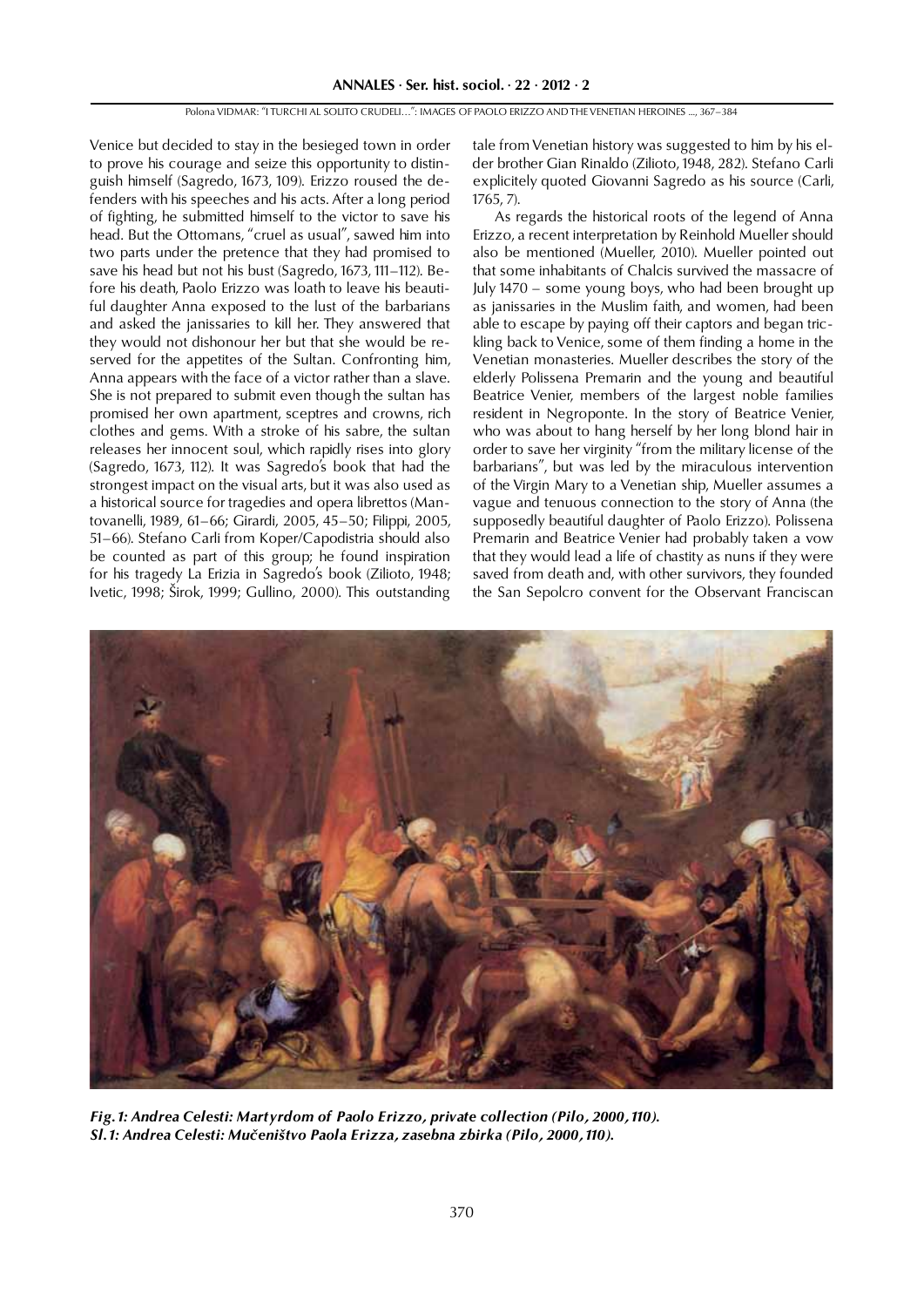Venice but decided to stay in the besieged town in order to prove his courage and seize this opportunity to distinguish himself (Sagredo, 1673, 109). Erizzo roused the defenders with his speeches and his acts. After a long period of fighting, he submitted himself to the victor to save his head. But the Ottomans, "cruel as usual", sawed him into two parts under the pretence that they had promised to save his head but not his bust (Sagredo, 1673, 111–112). Before his death, Paolo Erizzo was loath to leave his beautiful daughter Anna exposed to the lust of the barbarians and asked the janissaries to kill her. They answered that they would not dishonour her but that she would be reserved for the appetites of the Sultan. Confronting him, Anna appears with the face of a victor rather than a slave. She is not prepared to submit even though the sultan has promised her own apartment, sceptres and crowns, rich clothes and gems. With a stroke of his sabre, the sultan releases her innocent soul, which rapidly rises into glory (Sagredo, 1673, 112). It was Sagredo's book that had the strongest impact on the visual arts, but it was also used as a historical source for tragedies and opera librettos (Mantovanelli, 1989, 61–66; Girardi, 2005, 45–50; Filippi, 2005, 51–66). Stefano Carli from Koper/Capodistria should also be counted as part of this group; he found inspiration for his tragedy La Erizia in Sagredo's book (Zilioto, 1948; Ivetic, 1998; Širok, 1999; Gullino, 2000). This outstanding tale from Venetian history was suggested to him by his elder brother Gian Rinaldo (Zilioto, 1948, 282). Stefano Carli explicitely quoted Giovanni Sagredo as his source (Carli, 1765, 7).

As regards the historical roots of the legend of Anna Erizzo, a recent interpretation by Reinhold Mueller should also be mentioned (Mueller, 2010). Mueller pointed out that some inhabitants of Chalcis survived the massacre of July 1470 – some young boys, who had been brought up as janissaries in the Muslim faith, and women, had been able to escape by paying off their captors and began trickling back to Venice, some of them finding a home in the Venetian monasteries. Mueller describes the story of the elderly Polissena Premarin and the young and beautiful Beatrice Venier, members of the largest noble families resident in Negroponte. In the story of Beatrice Venier, who was about to hang herself by her long blond hair in order to save her virginity "from the military license of the barbarians", but was led by the miraculous intervention of the Virgin Mary to a Venetian ship, Mueller assumes a vague and tenuous connection to the story of Anna (the supposedly beautiful daughter of Paolo Erizzo). Polissena Premarin and Beatrice Venier had probably taken a vow that they would lead a life of chastity as nuns if they were saved from death and, with other survivors, they founded the San Sepolcro convent for the Observant Franciscan

*Fig. 1: Andrea Celesti: Martyrdom of Paolo Erizzo, private collection (Pilo, 2000, 110).*
*Sl. 1: Andrea Celesti: Mučeništvo Paola Erizza, zasebna zbirka (Pilo, 2000, 110).*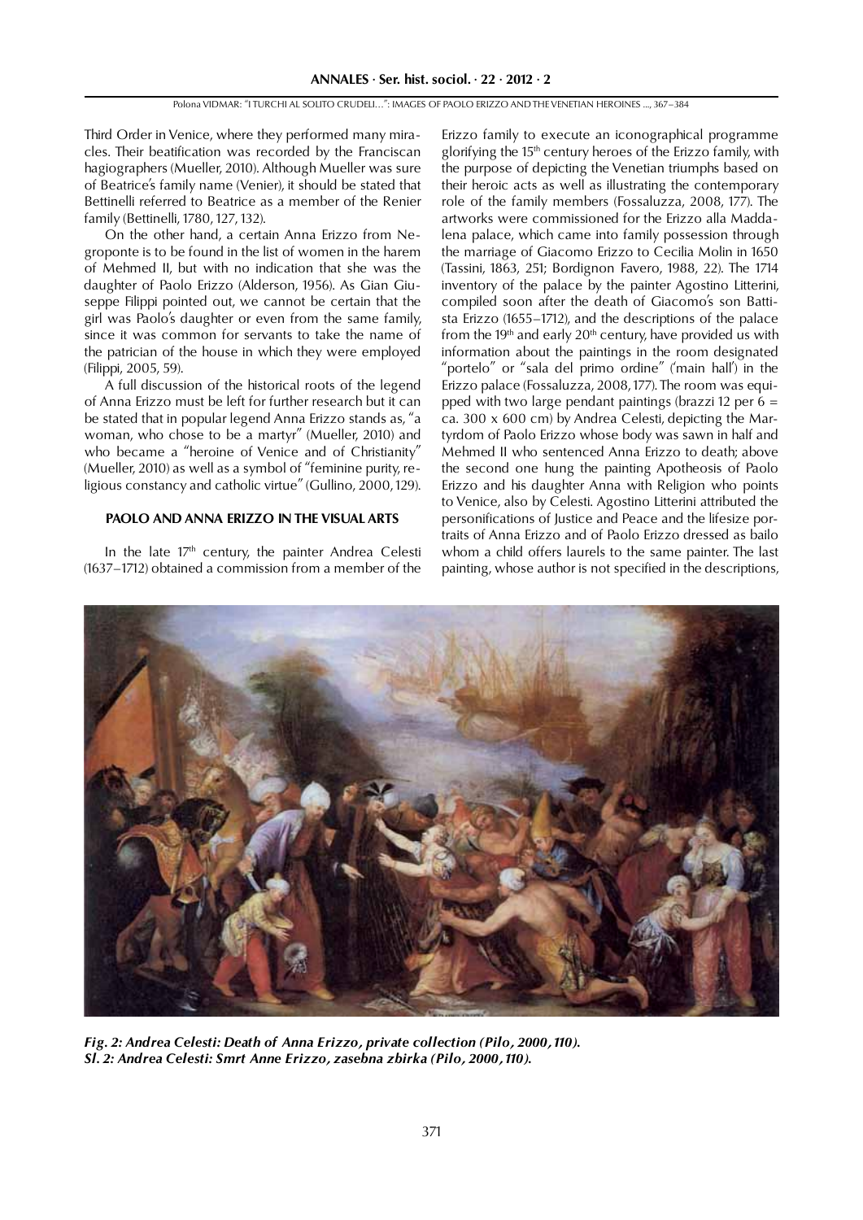Third Order in Venice, where they performed many miracles. Their beatification was recorded by the Franciscan hagiographers (Mueller, 2010). Although Mueller was sure of Beatrice's family name (Venier), it should be stated that Bettinelli referred to Beatrice as a member of the Renier family (Bettinelli, 1780, 127, 132).

On the other hand, a certain Anna Erizzo from Negroponte is to be found in the list of women in the harem of Mehmed II, but with no indication that she was the daughter of Paolo Erizzo (Alderson, 1956). As Gian Giuseppe Filippi pointed out, we cannot be certain that the girl was Paolo's daughter or even from the same family, since it was common for servants to take the name of the patrician of the house in which they were employed (Filippi, 2005, 59).

A full discussion of the historical roots of the legend of Anna Erizzo must be left for further research but it can be stated that in popular legend Anna Erizzo stands as, "a woman, who chose to be a martyr" (Mueller, 2010) and who became a "heroine of Venice and of Christianity" (Mueller, 2010) as well as a symbol of "feminine purity, religious constancy and catholic virtue" (Gullino, 2000, 129).

## PAOLO AND ANNA ERIZZO IN THE VISUAL ARTS

In the late 17th century, the painter Andrea Celesti (1637–1712) obtained a commission from a member of the Erizzo family to execute an iconographical programme glorifying the 15th century heroes of the Erizzo family, with the purpose of depicting the Venetian triumphs based on their heroic acts as well as illustrating the contemporary role of the family members (Fossaluzza, 2008, 177). The artworks were commissioned for the Erizzo alla Maddalena palace, which came into family possession through the marriage of Giacomo Erizzo to Cecilia Molin in 1650 (Tassini, 1863, 251; Bordignon Favero, 1988, 22). The 1714 inventory of the palace by the painter Agostino Litterini, compiled soon after the death of Giacomo's son Battista Erizzo (1655–1712), and the descriptions of the palace from the 19th and early 20th century, have provided us with information about the paintings in the room designated "portelo" or "sala del primo ordine" ('main hall') in the Erizzo palace (Fossaluzza, 2008, 177). The room was equipped with two large pendant paintings (brazzi 12 per 6 = ca. 300 x 600 cm) by Andrea Celesti, depicting the Martyrdom of Paolo Erizzo whose body was sawn in half and Mehmed II who sentenced Anna Erizzo to death; above the second one hung the painting Apotheosis of Paolo Erizzo and his daughter Anna with Religion who points to Venice, also by Celesti. Agostino Litterini attributed the personifications of Justice and Peace and the lifesize portraits of Anna Erizzo and of Paolo Erizzo dressed as bailo whom a child offers laurels to the same painter. The last painting, whose author is not specified in the descriptions,

***Fig. 2: Andrea Celesti: Death of Anna Erizzo, private collection (Pilo, 2000, 110).***
***Sl. 2: Andrea Celesti: Smrt Anne Erizzo, zasebna zbirka (Pilo, 2000, 110).***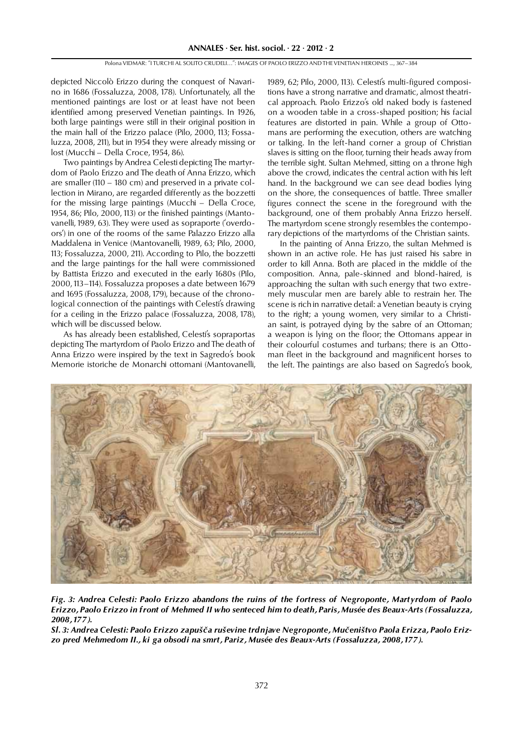depicted Niccolò Erizzo during the conquest of Navarino in 1686 (Fossaluzza, 2008, 178). Unfortunately, all the mentioned paintings are lost or at least have not been identified among preserved Venetian paintings. In 1926, both large paintings were still in their original position in the main hall of the Erizzo palace (Pilo, 2000, 113; Fossaluzza, 2008, 211), but in 1954 they were already missing or lost (Mucchi – Della Croce, 1954, 86).

Two paintings by Andrea Celesti depicting The martyrdom of Paolo Erizzo and The death of Anna Erizzo, which are smaller (110 – 180 cm) and preserved in a private collection in Mirano, are regarded differently as the bozzetti for the missing large paintings (Mucchi – Della Croce, 1954, 86; Pilo, 2000, 113) or the finished paintings (Mantovanelli, 1989, 63). They were used as sopraporte ('overdoors') in one of the rooms of the same Palazzo Erizzo alla Maddalena in Venice (Mantovanelli, 1989, 63; Pilo, 2000, 113; Fossaluzza, 2000, 211). According to Pilo, the bozzetti and the large paintings for the hall were commissioned by Battista Erizzo and executed in the early 1680s (Pilo, 2000, 113–114). Fossaluzza proposes a date between 1679 and 1695 (Fossaluzza, 2008, 179), because of the chronological connection of the paintings with Celesti's drawing for a ceiling in the Erizzo palace (Fossaluzza, 2008, 178), which will be discussed below.

As has already been established, Celesti's sopraportas depicting The martyrdom of Paolo Erizzo and The death of Anna Erizzo were inspired by the text in Sagredo's book Memorie istoriche de Monarchi ottomani (Mantovanelli, 1989, 62; Pilo, 2000, 113). Celesti's multi-figured compositions have a strong narrative and dramatic, almost theatrical approach. Paolo Erizzo's old naked body is fastened on a wooden table in a cross-shaped position; his facial features are distorted in pain. While a group of Ottomans are performing the execution, others are watching or talking. In the left-hand corner a group of Christian slaves is sitting on the floor, turning their heads away from the terrible sight. Sultan Mehmed, sitting on a throne high above the crowd, indicates the central action with his left hand. In the background we can see dead bodies lying on the shore, the consequences of battle. Three smaller figures connect the scene in the foreground with the background, one of them probably Anna Erizzo herself. The martyrdom scene strongly resembles the contemporary depictions of the martyrdoms of the Christian saints.

In the painting of Anna Erizzo, the sultan Mehmed is shown in an active role. He has just raised his sabre in order to kill Anna. Both are placed in the middle of the composition. Anna, pale-skinned and blond-haired, is approaching the sultan with such energy that two extremely muscular men are barely able to restrain her. The scene is rich in narrative detail: a Venetian beauty is crying to the right; a young women, very similar to a Christian saint, is potrayed dying by the sabre of an Ottoman; a weapon is lying on the floor; the Ottomans appear in their colourful costumes and turbans; there is an Ottoman fleet in the background and magnificent horses to the left. The paintings are also based on Sagredo's book,

***Fig. 3: Andrea Celesti: Paolo Erizzo abandons the ruins of the fortress of Negroponte, Martyrdom of Paolo Erizzo, Paolo Erizzo in front of Mehmed II who senteced him to death, Paris, Musée des Beaux-Arts (Fossaluzza, 2008, 177).***

***Sl. 3: Andrea Celesti: Paolo Erizzo zapušča ruševine trdnjave Negroponte, Mučeništvo Paola Erizza, Paolo Erizzo pred Mehmedom II., ki ga obsodi na smrt, Pariz, Musée des Beaux-Arts (Fossaluzza, 2008, 177).***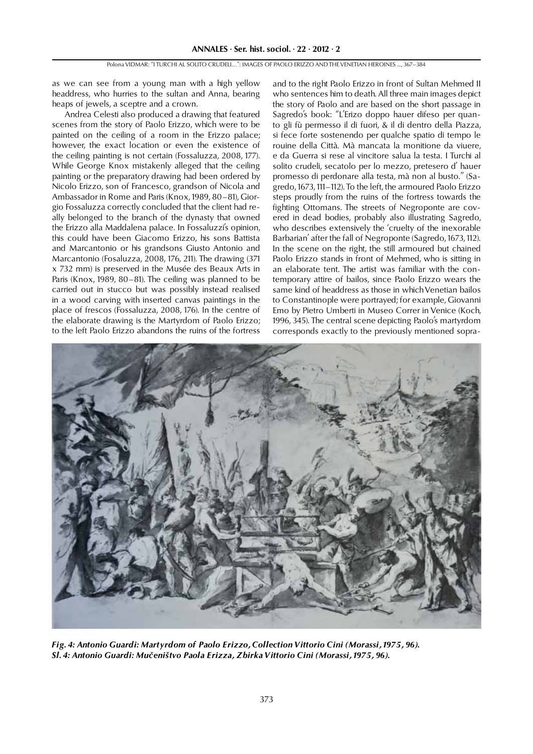as we can see from a young man with a high yellow headdress, who hurries to the sultan and Anna, bearing heaps of jewels, a sceptre and a crown.

Andrea Celesti also produced a drawing that featured scenes from the story of Paolo Erizzo, which were to be painted on the ceiling of a room in the Erizzo palace; however, the exact location or even the existence of the ceiling painting is not certain (Fossaluzza, 2008, 177). While George Knox mistakenly alleged that the ceiling painting or the preparatory drawing had been ordered by Nicolo Erizzo, son of Francesco, grandson of Nicola and Ambassador in Rome and Paris (Knox, 1989, 80–81), Giorgio Fossaluzza correctly concluded that the client had really belonged to the branch of the dynasty that owned the Erizzo alla Maddalena palace. In Fossaluzzi's opinion, this could have been Giacomo Erizzo, his sons Battista and Marcantonio or his grandsons Giusto Antonio and Marcantonio (Fosaluzza, 2008, 176, 211). The drawing (371 x 732 mm) is preserved in the Musée des Beaux Arts in Paris (Knox, 1989, 80–81). The ceiling was planned to be carried out in stucco but was possibly instead realised in a wood carving with inserted canvas paintings in the place of frescos (Fossaluzza, 2008, 176). In the centre of the elaborate drawing is the Martyrdom of Paolo Erizzo; to the left Paolo Erizzo abandons the ruins of the fortress and to the right Paolo Erizzo in front of Sultan Mehmed II who sentences him to death. All three main images depict the story of Paolo and are based on the short passage in Sagredo's book: "L'Erizo doppo hauer difeso per quanto gli fù permesso il di fuori, & il di dentro della Piazza, si fece forte sostenendo per qualche spatio di tempo le rouine della Città. Mà mancata la monitione da viuere, e da Guerra si rese al vincitore salua la testa. I Turchi al solito crudeli, secatolo per lo mezzo, pretesero d' hauer promesso di perdonare alla testa, mà non al busto." (Sagredo, 1673, 111–112). To the left, the armoured Paolo Erizzo steps proudly from the ruins of the fortress towards the fighting Ottomans. The streets of Negroponte are covered in dead bodies, probably also illustrating Sagredo, who describes extensively the 'cruelty of the inexorable Barbarian' after the fall of Negroponte (Sagredo, 1673, 112). In the scene on the right, the still armoured but chained Paolo Erizzo stands in front of Mehmed, who is sitting in an elaborate tent. The artist was familiar with the contemporary attire of bailos, since Paolo Erizzo wears the same kind of headdress as those in which Venetian bailos to Constantinople were portrayed; for example, Giovanni Emo by Pietro Umberti in Museo Correr in Venice (Koch, 1996, 345). The central scene depicting Paolo's martyrdom corresponds exactly to the previously mentioned sopra-

***Fig. 4: Antonio Guardi: Martyrdom of Paolo Erizzo, Collection Vittorio Cini (Morassi, 1975, 96).***
***Sl. 4: Antonio Guardi: Mučeništvo Paola Erizza, Zbirka Vittorio Cini (Morassi, 1975, 96).***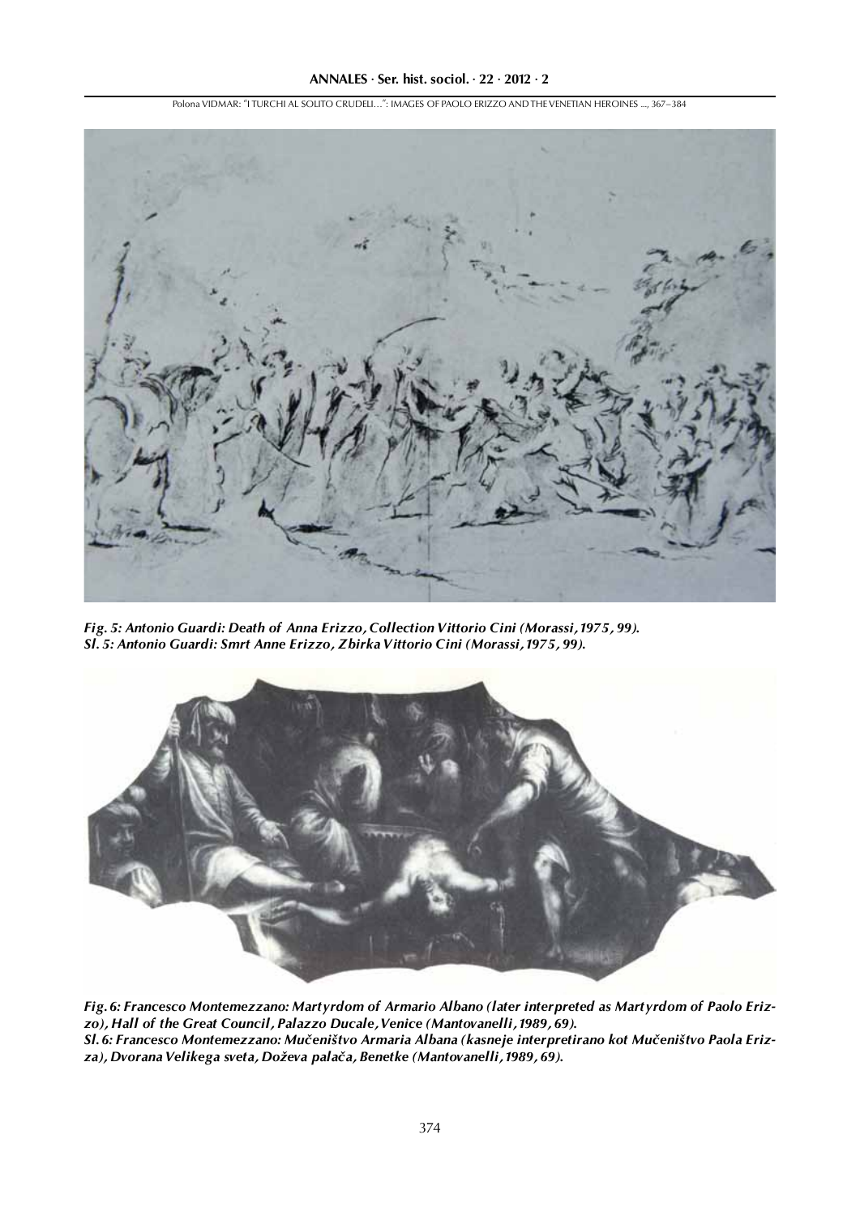*Fig. 5: Antonio Guardi: Death of Anna Erizzo, Collection Vittorio Cini (Morassi, 1975, 99).*
*Sl. 5: Antonio Guardi: Smrt Anne Erizzo, Zbirka Vittorio Cini (Morassi, 1975, 99).*

*Fig. 6: Francesco Montemezzano: Martyrdom of Armario Albano (later interpreted as Martyrdom of Paolo Erizzo), Hall of the Great Council, Palazzo Ducale, Venice (Mantovanelli, 1989, 69).*
*Sl. 6: Francesco Montemezzano: Mučeništvo Armaria Albana (kasneje interpretirano kot Mučeništvo Paola Erizza), Dvorana Velikega sveta, Doževa palača, Benetke (Mantovanelli, 1989, 69).*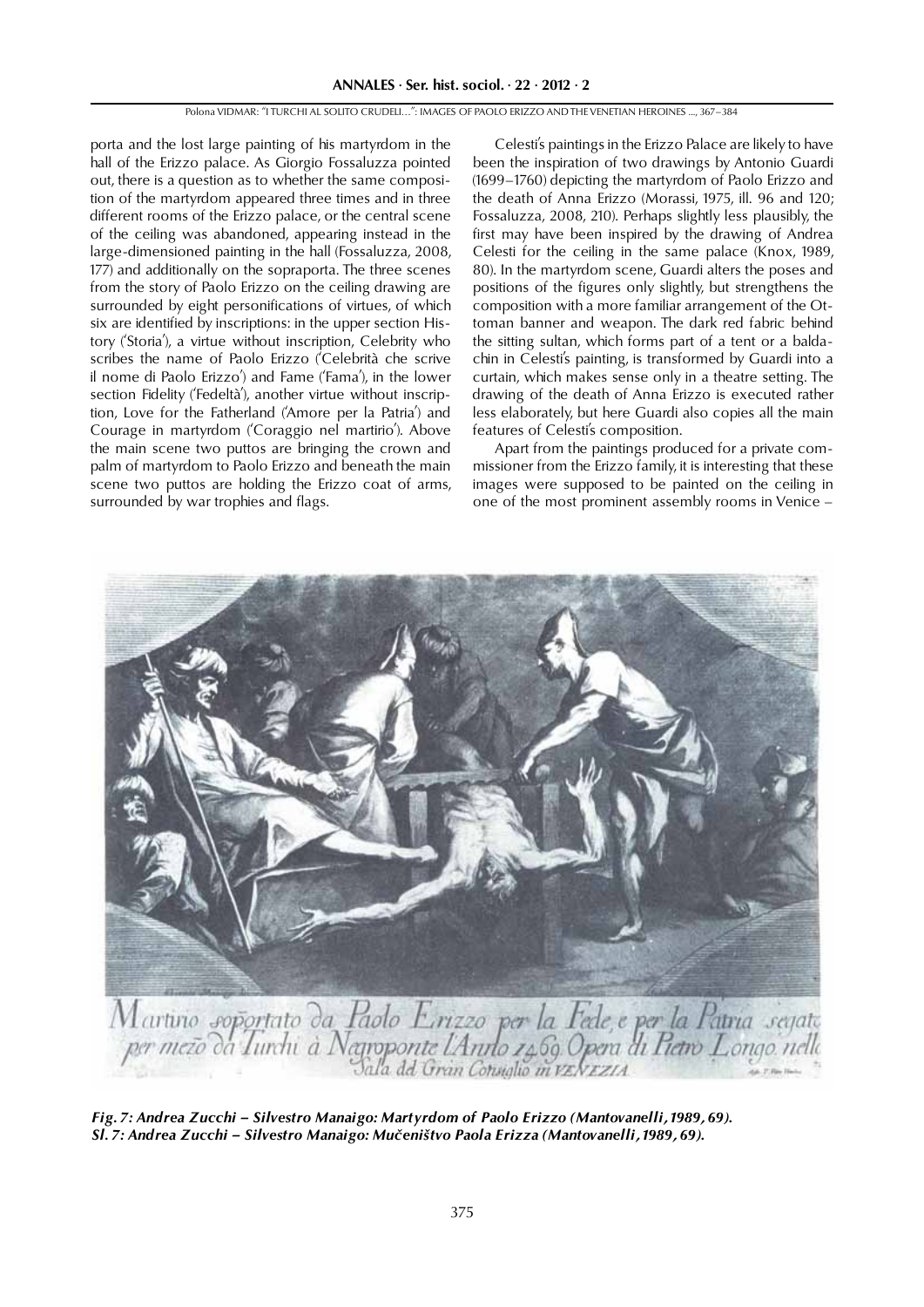porta and the lost large painting of his martyrdom in the hall of the Erizzo palace. As Giorgio Fossaluzza pointed out, there is a question as to whether the same composition of the martyrdom appeared three times and in three different rooms of the Erizzo palace, or the central scene of the ceiling was abandoned, appearing instead in the large-dimensioned painting in the hall (Fossaluzza, 2008, 177) and additionally on the sopraporta. The three scenes from the story of Paolo Erizzo on the ceiling drawing are surrounded by eight personifications of virtues, of which six are identified by inscriptions: in the upper section History ('Storia'), a virtue without inscription, Celebrity who scribes the name of Paolo Erizzo ('Celebrità che scrive il nome di Paolo Erizzo') and Fame ('Fama'), in the lower section Fidelity ('Fedeltà'), another virtue without inscription, Love for the Fatherland ('Amore per la Patria') and Courage in martyrdom ('Coraggio nel martirio'). Above the main scene two puttos are bringing the crown and palm of martyrdom to Paolo Erizzo and beneath the main scene two puttos are holding the Erizzo coat of arms, surrounded by war trophies and flags.

Celesti's paintings in the Erizzo Palace are likely to have been the inspiration of two drawings by Antonio Guardi (1699–1760) depicting the martyrdom of Paolo Erizzo and the death of Anna Erizzo (Morassi, 1975, ill. 96 and 120; Fossaluzza, 2008, 210). Perhaps slightly less plausibly, the first may have been inspired by the drawing of Andrea Celesti for the ceiling in the same palace (Knox, 1989, 80). In the martyrdom scene, Guardi alters the poses and positions of the figures only slightly, but strengthens the composition with a more familiar arrangement of the Ottoman banner and weapon. The dark red fabric behind the sitting sultan, which forms part of a tent or a baldachin in Celesti's painting, is transformed by Guardi into a curtain, which makes sense only in a theatre setting. The drawing of the death of Anna Erizzo is executed rather less elaborately, but here Guardi also copies all the main features of Celesti's composition.

Apart from the paintings produced for a private commissioner from the Erizzo family, it is interesting that these images were supposed to be painted on the ceiling in one of the most prominent assembly rooms in Venice –

Martiro soportato da Paolo Erizzo per la Fede, e per la Patria segato per mezo da Turchi à Negroponte l'Anno 1469. Opera di Pietro Longo nella Sala del Gran Consiglio in VENEZIA

***Fig. 7: Andrea Zucchi – Silvestro Manaigo: Martyrdom of Paolo Erizzo (Mantovanelli, 1989, 69).***
***Sl. 7: Andrea Zucchi – Silvestro Manaigo: Mučeništvo Paola Erizza (Mantovanelli, 1989, 69).***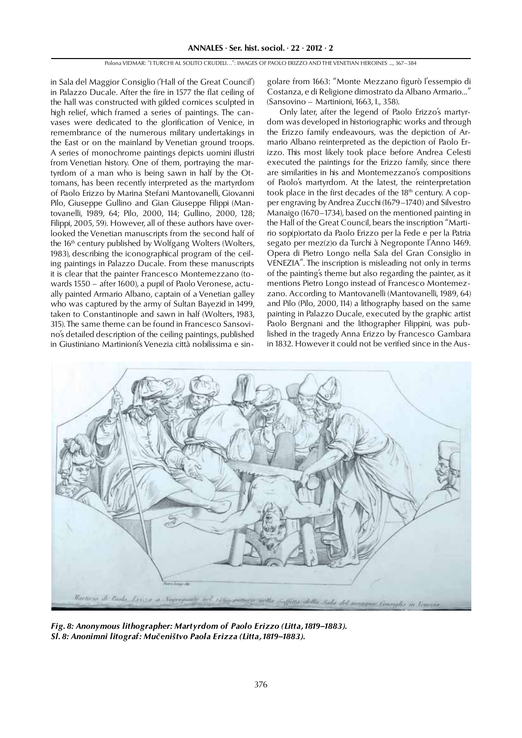in Sala del Maggior Consiglio ('Hall of the Great Council') in Palazzo Ducale. After the fire in 1577 the flat ceiling of the hall was constructed with gilded cornices sculpted in high relief, which framed a series of paintings. The canvases were dedicated to the glorification of Venice, in remembrance of the numerous military undertakings in the East or on the mainland by Venetian ground troops. A series of monochrome paintings depicts uomini illustri from Venetian history. One of them, portraying the martyrdom of a man who is being sawn in half by the Ottomans, has been recently interpreted as the martyrdom of Paolo Erizzo by Marina Stefani Mantovanelli, Giovanni Pilo, Giuseppe Gullino and Gian Giuseppe Filippi (Mantovanelli, 1989, 64; Pilo, 2000, 114; Gullino, 2000, 128; Filippi, 2005, 59). However, all of these authors have overlooked the Venetian manuscripts from the second half of the 16th century published by Wolfgang Wolters (Wolters, 1983), describing the iconographical program of the ceiling paintings in Palazzo Ducale. From these manuscripts it is clear that the painter Francesco Montemezzano (towards 1550 – after 1600), a pupil of Paolo Veronese, actually painted Armario Albano, captain of a Venetian galley who was captured by the army of Sultan Bayezid in 1499, taken to Constantinople and sawn in half (Wolters, 1983, 315). The same theme can be found in Francesco Sansovino's detailed description of the ceiling paintings, published in Giustiniano Martinioni's Venezia città nobilissima e singolare from 1663: "Monte Mezzano figurò l'essempio di Costanza, e di Religione dimostrato da Albano Armario..." (Sansovino – Martinioni, 1663, I., 358).

Only later, after the legend of Paolo Erizzo's martyrdom was developed in historiographic works and through the Erizzo family endeavours, was the depiction of Armario Albano reinterpreted as the depiction of Paolo Erizzo. This most likely took place before Andrea Celesti executed the paintings for the Erizzo family, since there are similarities in his and Montemezzano's compositions of Paolo's martyrdom. At the latest, the reinterpretation took place in the first decades of the 18th century. A copper engraving by Andrea Zucchi (1679–1740) and Silvestro Manaigo (1670–1734), based on the mentioned painting in the Hall of the Great Council, bears the inscription "Martirio sop(p)ortato da Paolo Erizzo per la Fede e per la Patria segato per mez(z)o da Turchi à Negroponte l'Anno 1469. Opera di Pietro Longo nella Sala del Gran Consiglio in VENEZIA". The inscription is misleading not only in terms of the painting's theme but also regarding the painter, as it mentions Pietro Longo instead of Francesco Montemezzano. According to Mantovanelli (Mantovanelli, 1989, 64) and Pilo (Pilo, 2000, 114) a lithography based on the same painting in Palazzo Ducale, executed by the graphic artist Paolo Bergnani and the lithographer Filippini, was published in the tragedy Anna Erizzo by Francesco Gambara in 1832. However it could not be verified since in the Aus-

*Fig. 8: Anonymous lithographer: Martyrdom of Paolo Erizzo (Litta, 1819–1883).*
*Sl. 8: Anonimni litograf: Mučeništvo Paola Erizza (Litta, 1819–1883).*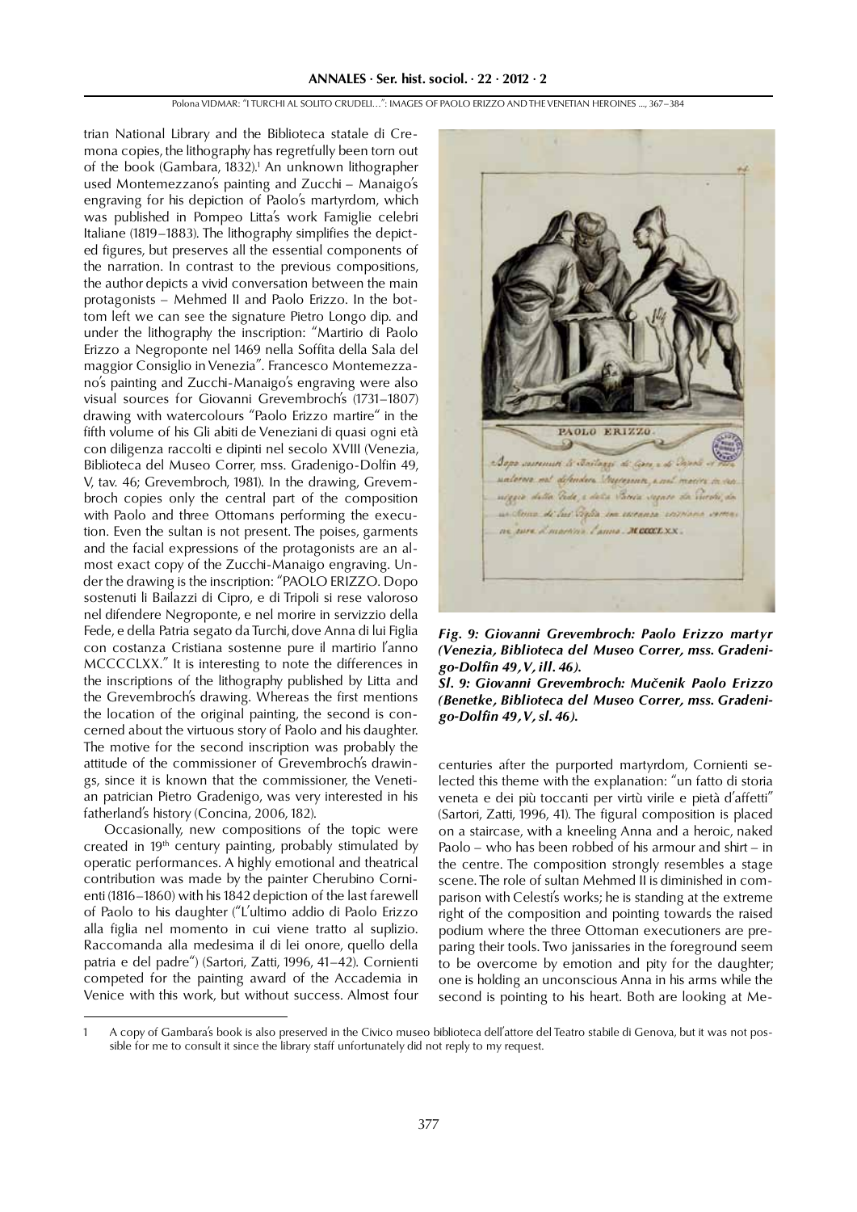trian National Library and the Biblioteca statale di Cremona copies, the lithography has regretfully been torn out of the book (Gambara, 1832).[1] An unknown lithographer used Montemezzano's painting and Zucchi – Manaigo's engraving for his depiction of Paolo's martyrdom, which was published in Pompeo Litta's work Famiglie celebri Italiane (1819–1883). The lithography simplifies the depicted figures, but preserves all the essential components of the narration. In contrast to the previous compositions, the author depicts a vivid conversation between the main protagonists – Mehmed II and Paolo Erizzo. In the bottom left we can see the signature Pietro Longo dip. and under the lithography the inscription: "Martirio di Paolo Erizzo a Negroponte nel 1469 nella Soffita della Sala del maggior Consiglio in Venezia". Francesco Montemezzano's painting and Zucchi-Manaigo's engraving were also visual sources for Giovanni Grevembroch's (1731–1807) drawing with watercolours "Paolo Erizzo martire" in the fifth volume of his Gli abiti de Veneziani di quasi ogni età con diligenza raccolti e dipinti nel secolo XVIII (Venezia, Biblioteca del Museo Correr, mss. Gradenigo-Dolfin 49, V, tav. 46; Grevembroch, 1981). In the drawing, Grevembroch copies only the central part of the composition with Paolo and three Ottomans performing the execution. Even the sultan is not present. The poises, garments and the facial expressions of the protagonists are an almost exact copy of the Zucchi-Manaigo engraving. Under the drawing is the inscription: "PAOLO ERIZZO. Dopo sostenuti li Bailazzi di Cipro, e di Tripoli si rese valoroso nel difendere Negroponte, e nel morire in servizzio della Fede, e della Patria segato da Turchi, dove Anna di lui Figlia con costanza Cristiana sostenne pure il martirio l'anno MCCCCLXX." It is interesting to note the differences in the inscriptions of the lithography published by Litta and the Grevembroch's drawing. Whereas the first mentions the location of the original painting, the second is concerned about the virtuous story of Paolo and his daughter. The motive for the second inscription was probably the attitude of the commissioner of Grevembroch's drawings, since it is known that the commissioner, the Venetian patrician Pietro Gradenigo, was very interested in his fatherland's history (Concina, 2006, 182).

Occasionally, new compositions of the topic were created in 19th century painting, probably stimulated by operatic performances. A highly emotional and theatrical contribution was made by the painter Cherubino Cornienti (1816–1860) with his 1842 depiction of the last farewell of Paolo to his daughter ("L'ultimo addio di Paolo Erizzo alla figlia nel momento in cui viene tratto al suplizio. Raccomanda alla medesima il di lei onore, quello della patria e del padre") (Sartori, Zatti, 1996, 41–42). Cornienti competed for the painting award of the Accademia in Venice with this work, but without success. Almost four centuries after the purported martyrdom, Cornienti selected this theme with the explanation: "un fatto di storia veneta e dei più toccanti per virtù virile e pietà d'affetti" (Sartori, Zatti, 1996, 41). The figural composition is placed on a staircase, with a kneeling Anna and a heroic, naked Paolo – who has been robbed of his armour and shirt – in the centre. The composition strongly resembles a stage scene. The role of sultan Mehmed II is diminished in comparison with Celesti's works; he is standing at the extreme right of the composition and pointing towards the raised podium where the three Ottoman executioners are preparing their tools. Two janissaries in the foreground seem to be overcome by emotion and pity for the daughter; one is holding an unconscious Anna in his arms while the second is pointing to his heart. Both are looking at Me-

***Fig. 9: Giovanni Grevembroch: Paolo Erizzo martyr (Venezia, Biblioteca del Museo Correr, mss. Gradenigo-Dolfin 49, V, ill. 46).***

***Sl. 9: Giovanni Grevembroch: Mučenik Paolo Erizzo (Benetke, Biblioteca del Museo Correr, mss. Gradenigo-Dolfin 49, V, sl. 46).***

---

1 A copy of Gambara's book is also preserved in the Civico museo biblioteca dell'attore del Teatro stabile di Genova, but it was not possible for me to consult it since the library staff unfortunately did not reply to my request.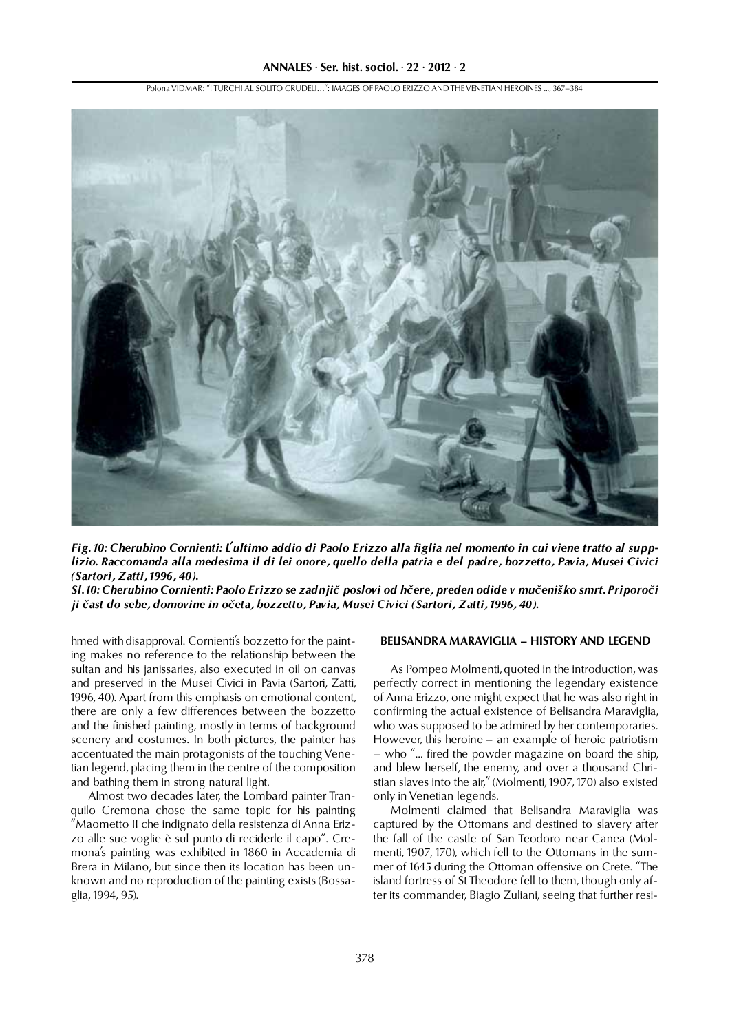*Fig. 10: Cherubino Cornienti: L'ultimo addio di Paolo Erizzo alla figlia nel momento in cui viene tratto al supplizio. Raccomanda alla medesima il di lei onore, quello della patria e del padre, bozzetto, Pavia, Musei Civici (Sartori, Zatti, 1996, 40).*

*Sl. 10: Cherubino Cornienti: Paolo Erizzo se zadnjič poslovi od hčere, preden odide v mučeniško smrt. Priporoči ji čast do sebe, domovine in očeta, bozzetto, Pavia, Musei Civici (Sartori, Zatti, 1996, 40).*

hmed with disapproval. Cornienti's bozzetto for the painting makes no reference to the relationship between the sultan and his janissaries, also executed in oil on canvas and preserved in the Musei Civici in Pavia (Sartori, Zatti, 1996, 40). Apart from this emphasis on emotional content, there are only a few differences between the bozzetto and the finished painting, mostly in terms of background scenery and costumes. In both pictures, the painter has accentuated the main protagonists of the touching Venetian legend, placing them in the centre of the composition and bathing them in strong natural light.

Almost two decades later, the Lombard painter Tranquilo Cremona chose the same topic for his painting "Maometto II che indignato della resistenza di Anna Erizzo alle sue voglie è sul punto di reciderle il capo". Cremona's painting was exhibited in 1860 in Accademia di Brera in Milano, but since then its location has been unknown and no reproduction of the painting exists (Bossaglia, 1994, 95).

## BELISANDRA MARAVIGLIA – HISTORY AND LEGEND

As Pompeo Molmenti, quoted in the introduction, was perfectly correct in mentioning the legendary existence of Anna Erizzo, one might expect that he was also right in confirming the actual existence of Belisandra Maraviglia, who was supposed to be admired by her contemporaries. However, this heroine – an example of heroic patriotism – who "... fired the powder magazine on board the ship, and blew herself, the enemy, and over a thousand Christian slaves into the air," (Molmenti, 1907, 170) also existed only in Venetian legends.

Molmenti claimed that Belisandra Maraviglia was captured by the Ottomans and destined to slavery after the fall of the castle of San Teodoro near Canea (Molmenti, 1907, 170), which fell to the Ottomans in the summer of 1645 during the Ottoman offensive on Crete. "The island fortress of St Theodore fell to them, though only after its commander, Biagio Zuliani, seeing that further resi-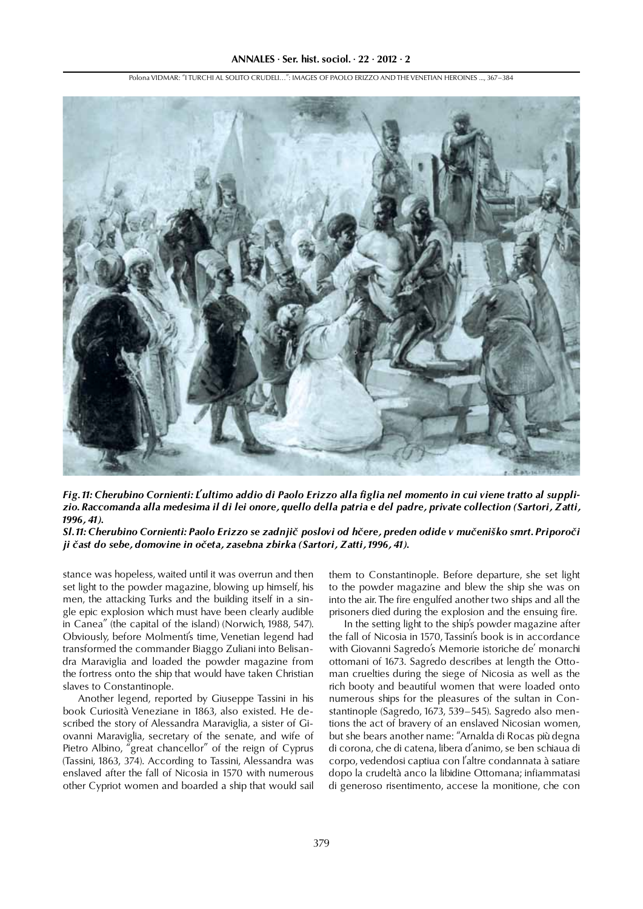*Fig. 11: Cherubino Cornienti: L'ultimo addio di Paolo Erizzo alla figlia nel momento in cui viene tratto al supplizio. Raccomanda alla medesima il di lei onore, quello della patria e del padre, private collection (Sartori, Zatti, 1996, 41).*

*Sl. 11: Cherubino Cornienti: Paolo Erizzo se zadnjič poslovi od hčere, preden odide v mučeniško smrt. Priporoči ji čast do sebe, domovine in očeta, zasebna zbirka (Sartori, Zatti, 1996, 41).*

stance was hopeless, waited until it was overrun and then set light to the powder magazine, blowing up himself, his men, the attacking Turks and the building itself in a single epic explosion which must have been clearly audible in Canea" (the capital of the island) (Norwich, 1988, 547). Obviously, before Molmenti's time, Venetian legend had transformed the commander Biaggo Zuliani into Belisandra Maraviglia and loaded the powder magazine from the fortress onto the ship that would have taken Christian slaves to Constantinople.

Another legend, reported by Giuseppe Tassini in his book Curiosità Veneziane in 1863, also existed. He described the story of Alessandra Maraviglia, a sister of Giovanni Maraviglia, secretary of the senate, and wife of Pietro Albino, "great chancellor" of the reign of Cyprus (Tassini, 1863, 374). According to Tassini, Alessandra was enslaved after the fall of Nicosia in 1570 with numerous other Cypriot women and boarded a ship that would sail them to Constantinople. Before departure, she set light to the powder magazine and blew the ship she was on into the air. The fire engulfed another two ships and all the prisoners died during the explosion and the ensuing fire.

In the setting light to the ship's powder magazine after the fall of Nicosia in 1570, Tassini's book is in accordance with Giovanni Sagredo's Memorie istoriche de' monarchi ottomani of 1673. Sagredo describes at length the Ottoman cruelties during the siege of Nicosia as well as the rich booty and beautiful women that were loaded onto numerous ships for the pleasures of the sultan in Constantinople (Sagredo, 1673, 539–545). Sagredo also mentions the act of bravery of an enslaved Nicosian women, but she bears another name: "Arnalda di Rocas più degna di corona, che di catena, libera d'animo, se ben schiaua di corpo, vedendosi captiua con l'altre condannata à satiare dopo la crudeltà anco la libidine Ottomana; infiammatasi di generoso risentimento, accese la monitione, che con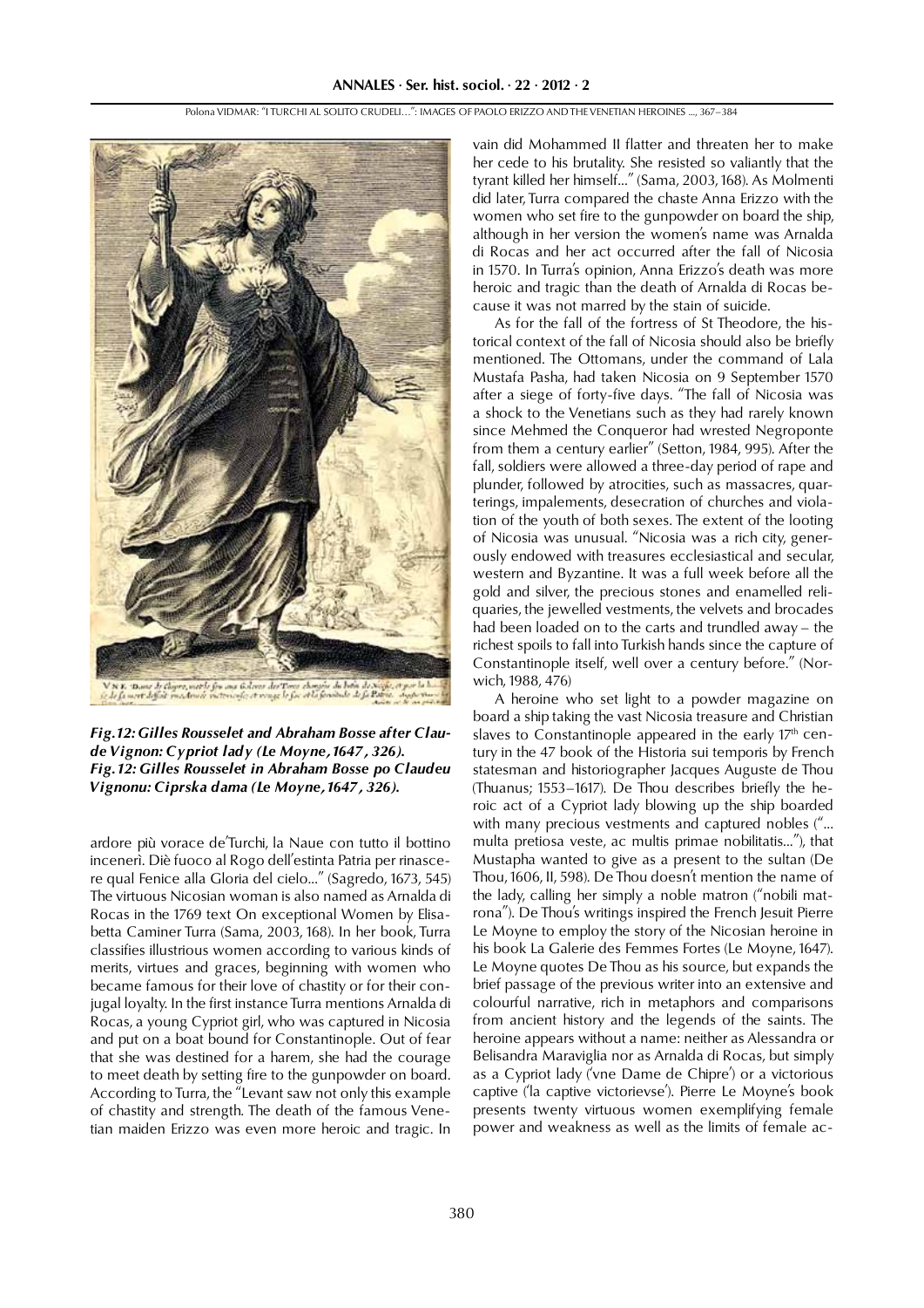*Fig. 12: Gilles Rousselet and Abraham Bosse after Claude Vignon: Cypriot lady (Le Moyne, 1647, 326).*
*Fig. 12: Gilles Rousselet in Abraham Bosse po Claudeu Vignonu: Ciprska dama (Le Moyne, 1647, 326).*

ardore più vorace de'Turchi, la Naue con tutto il bottino incenerì. Diè fuoco al Rogo dell'estinta Patria per rinascere qual Fenice alla Gloria del cielo..." (Sagredo, 1673, 545) The virtuous Nicosian woman is also named as Arnalda di Rocas in the 1769 text On exceptional Women by Elisabetta Caminer Turra (Sama, 2003, 168). In her book, Turra classifies illustrious women according to various kinds of merits, virtues and graces, beginning with women who became famous for their love of chastity or for their conjugal loyalty. In the first instance Turra mentions Arnalda di Rocas, a young Cypriot girl, who was captured in Nicosia and put on a boat bound for Constantinople. Out of fear that she was destined for a harem, she had the courage to meet death by setting fire to the gunpowder on board. According to Turra, the "Levant saw not only this example of chastity and strength. The death of the famous Venetian maiden Erizzo was even more heroic and tragic. In vain did Mohammed II flatter and threaten her to make her cede to his brutality. She resisted so valiantly that the tyrant killed her himself..." (Sama, 2003, 168). As Molmenti did later, Turra compared the chaste Anna Erizzo with the women who set fire to the gunpowder on board the ship, although in her version the women's name was Arnalda di Rocas and her act occurred after the fall of Nicosia in 1570. In Turra's opinion, Anna Erizzo's death was more heroic and tragic than the death of Arnalda di Rocas because it was not marred by the stain of suicide.

As for the fall of the fortress of St Theodore, the historical context of the fall of Nicosia should also be briefly mentioned. The Ottomans, under the command of Lala Mustafa Pasha, had taken Nicosia on 9 September 1570 after a siege of forty-five days. "The fall of Nicosia was a shock to the Venetians such as they had rarely known since Mehmed the Conqueror had wrested Negroponte from them a century earlier" (Setton, 1984, 995). After the fall, soldiers were allowed a three-day period of rape and plunder, followed by atrocities, such as massacres, quarterings, impalements, desecration of churches and violation of the youth of both sexes. The extent of the looting of Nicosia was unusual. "Nicosia was a rich city, generously endowed with treasures ecclesiastical and secular, western and Byzantine. It was a full week before all the gold and silver, the precious stones and enamelled reliquaries, the jewelled vestments, the velvets and brocades had been loaded on to the carts and trundled away – the richest spoils to fall into Turkish hands since the capture of Constantinople itself, well over a century before." (Norwich, 1988, 476)

A heroine who set light to a powder magazine on board a ship taking the vast Nicosia treasure and Christian slaves to Constantinople appeared in the early 17th century in the 47 book of the Historia sui temporis by French statesman and historiographer Jacques Auguste de Thou (Thuanus; 1553–1617). De Thou describes briefly the heroic act of a Cypriot lady blowing up the ship boarded with many precious vestments and captured nobles ("... multa pretiosa veste, ac multis primae nobilitatis..."), that Mustapha wanted to give as a present to the sultan (De Thou, 1606, II, 598). De Thou doesn't mention the name of the lady, calling her simply a noble matron ("nobili matrona"). De Thou's writings inspired the French Jesuit Pierre Le Moyne to employ the story of the Nicosian heroine in his book La Galerie des Femmes Fortes (Le Moyne, 1647). Le Moyne quotes De Thou as his source, but expands the brief passage of the previous writer into an extensive and colourful narrative, rich in metaphors and comparisons from ancient history and the legends of the saints. The heroine appears without a name: neither as Alessandra or Belisandra Maraviglia nor as Arnalda di Rocas, but simply as a Cypriot lady ('vne Dame de Chipre') or a victorious captive ('la captive victorievse'). Pierre Le Moyne's book presents twenty virtuous women exemplifying female power and weakness as well as the limits of female ac-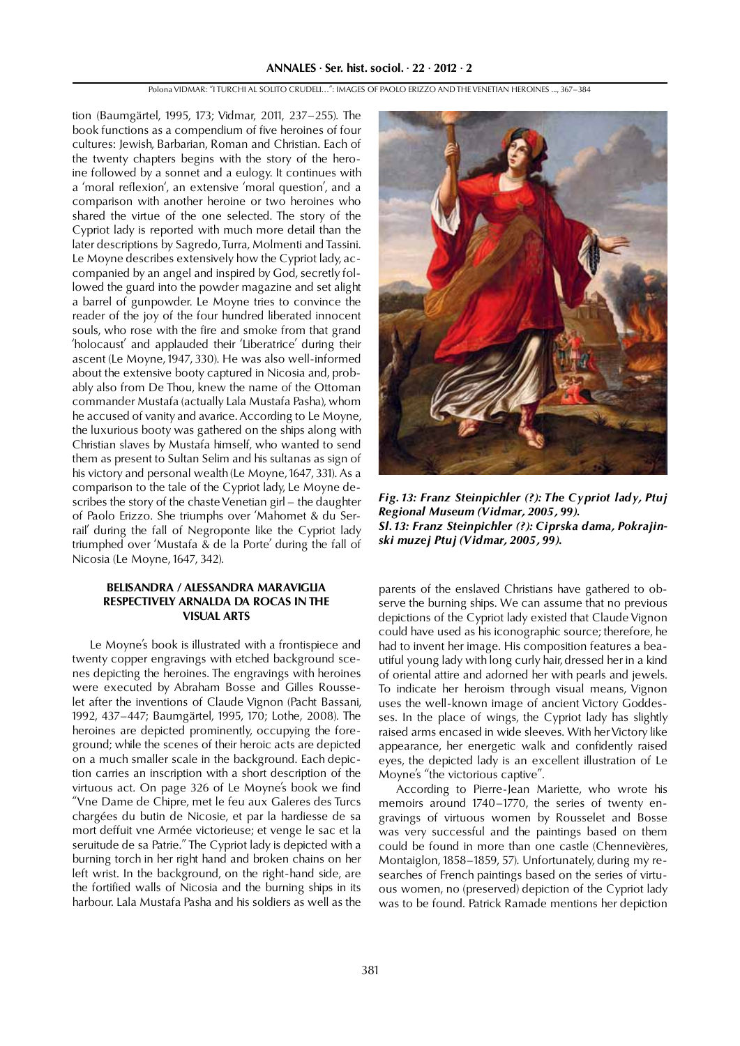tion (Baumgärtel, 1995, 173; Vidmar, 2011, 237–255). The book functions as a compendium of five heroines of four cultures: Jewish, Barbarian, Roman and Christian. Each of the twenty chapters begins with the story of the heroine followed by a sonnet and a eulogy. It continues with a 'moral reflexion', an extensive 'moral question', and a comparison with another heroine or two heroines who shared the virtue of the one selected. The story of the Cypriot lady is reported with much more detail than the later descriptions by Sagredo, Turra, Molmenti and Tassini. Le Moyne describes extensively how the Cypriot lady, accompanied by an angel and inspired by God, secretly followed the guard into the powder magazine and set alight a barrel of gunpowder. Le Moyne tries to convince the reader of the joy of the four hundred liberated innocent souls, who rose with the fire and smoke from that grand 'holocaust' and applauded their 'Liberatrice' during their ascent (Le Moyne, 1947, 330). He was also well-informed about the extensive booty captured in Nicosia and, probably also from De Thou, knew the name of the Ottoman commander Mustafa (actually Lala Mustafa Pasha), whom he accused of vanity and avarice. According to Le Moyne, the luxurious booty was gathered on the ships along with Christian slaves by Mustafa himself, who wanted to send them as present to Sultan Selim and his sultanas as sign of his victory and personal wealth (Le Moyne, 1647, 331). As a comparison to the tale of the Cypriot lady, Le Moyne describes the story of the chaste Venetian girl – the daughter of Paolo Erizzo. She triumphs over 'Mahomet & du Serrail' during the fall of Negroponte like the Cypriot lady triumphed over 'Mustafa & de la Porte' during the fall of Nicosia (Le Moyne, 1647, 342).

## BELISANDRA / ALESSANDRA MARAVIGLIA RESPECTIVELY ARNALDA DA ROCAS IN THE VISUAL ARTS

Le Moyne's book is illustrated with a frontispiece and twenty copper engravings with etched background scenes depicting the heroines. The engravings with heroines were executed by Abraham Bosse and Gilles Rousselet after the inventions of Claude Vignon (Pacht Bassani, 1992, 437–447; Baumgärtel, 1995, 170; Lothe, 2008). The heroines are depicted prominently, occupying the foreground; while the scenes of their heroic acts are depicted on a much smaller scale in the background. Each depiction carries an inscription with a short description of the virtuous act. On page 326 of Le Moyne's book we find "Vne Dame de Chipre, met le feu aux Galeres des Turcs chargées du butin de Nicosie, et par la hardiesse de sa mort deffuit vne Armée victorieuse; et venge le sac et la seruitude de sa Patrie." The Cypriot lady is depicted with a burning torch in her right hand and broken chains on her left wrist. In the background, on the right-hand side, are the fortified walls of Nicosia and the burning ships in its harbour. Lala Mustafa Pasha and his soldiers as well as the parents of the enslaved Christians have gathered to observe the burning ships. We can assume that no previous depictions of the Cypriot lady existed that Claude Vignon could have used as his iconographic source; therefore, he had to invent her image. His composition features a beautiful young lady with long curly hair, dressed her in a kind of oriental attire and adorned her with pearls and jewels. To indicate her heroism through visual means, Vignon uses the well-known image of ancient Victory Goddesses. In the place of wings, the Cypriot lady has slightly raised arms encased in wide sleeves. With her Victory like appearance, her energetic walk and confidently raised eyes, the depicted lady is an excellent illustration of Le Moyne's "the victorious captive".

*Fig. 13: Franz Steinpichler (?): The Cypriot lady, Ptuj Regional Museum (Vidmar, 2005, 99).*
*Sl. 13: Franz Steinpichler (?): Ciprska dama, Pokrajinski muzej Ptuj (Vidmar, 2005, 99).*

According to Pierre-Jean Mariette, who wrote his memoirs around 1740–1770, the series of twenty engravings of virtuous women by Rousselet and Bosse was very successful and the paintings based on them could be found in more than one castle (Chennevières, Montaiglon, 1858–1859, 57). Unfortunately, during my researches of French paintings based on the series of virtuous women, no (preserved) depiction of the Cypriot lady was to be found. Patrick Ramade mentions her depiction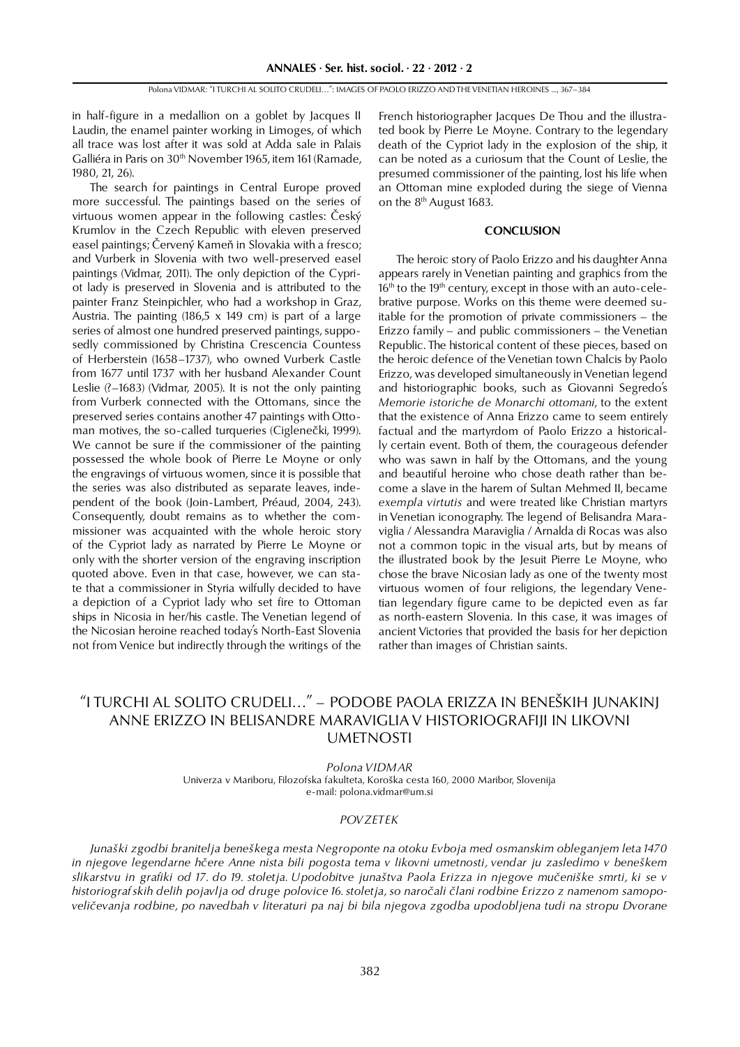in half-figure in a medallion on a goblet by Jacques II Laudin, the enamel painter working in Limoges, of which all trace was lost after it was sold at Adda sale in Palais Galliéra in Paris on 30th November 1965, item 161 (Ramade, 1980, 21, 26).

The search for paintings in Central Europe proved more successful. The paintings based on the series of virtuous women appear in the following castles: Český Krumlov in the Czech Republic with eleven preserved easel paintings; Červený Kameň in Slovakia with a fresco; and Vurberk in Slovenia with two well-preserved easel paintings (Vidmar, 2011). The only depiction of the Cypriot lady is preserved in Slovenia and is attributed to the painter Franz Steinpichler, who had a workshop in Graz, Austria. The painting (186,5 x 149 cm) is part of a large series of almost one hundred preserved paintings, supposedly commissioned by Christina Crescencia Countess of Herberstein (1658–1737), who owned Vurberk Castle from 1677 until 1737 with her husband Alexander Count Leslie (?–1683) (Vidmar, 2005). It is not the only painting from Vurberk connected with the Ottomans, since the preserved series contains another 47 paintings with Ottoman motives, the so-called turqueries (Ciglenečki, 1999). We cannot be sure if the commissioner of the painting possessed the whole book of Pierre Le Moyne or only the engravings of virtuous women, since it is possible that the series was also distributed as separate leaves, independent of the book (Join-Lambert, Préaud, 2004, 243). Consequently, doubt remains as to whether the commissioner was acquainted with the whole heroic story of the Cypriot lady as narrated by Pierre Le Moyne or only with the shorter version of the engraving inscription quoted above. Even in that case, however, we can state that a commissioner in Styria wilfully decided to have a depiction of a Cypriot lady who set fire to Ottoman ships in Nicosia in her/his castle. The Venetian legend of the Nicosian heroine reached today's North-East Slovenia not from Venice but indirectly through the writings of the French historiographer Jacques De Thou and the illustrated book by Pierre Le Moyne. Contrary to the legendary death of the Cypriot lady in the explosion of the ship, it can be noted as a curiosum that the Count of Leslie, the presumed commissioner of the painting, lost his life when an Ottoman mine exploded during the siege of Vienna on the 8th August 1683.

## CONCLUSION

The heroic story of Paolo Erizzo and his daughter Anna appears rarely in Venetian painting and graphics from the 16th to the 19th century, except in those with an auto-celebrative purpose. Works on this theme were deemed suitable for the promotion of private commissioners – the Erizzo family – and public commissioners – the Venetian Republic. The historical content of these pieces, based on the heroic defence of the Venetian town Chalcis by Paolo Erizzo, was developed simultaneously in Venetian legend and historiographic books, such as Giovanni Segredo's *Memorie istoriche de Monarchi ottomani*, to the extent that the existence of Anna Erizzo came to seem entirely factual and the martyrdom of Paolo Erizzo a historically certain event. Both of them, the courageous defender who was sawn in half by the Ottomans, and the young and beautiful heroine who chose death rather than become a slave in the harem of Sultan Mehmed II, became *exempla virtutis* and were treated like Christian martyrs in Venetian iconography. The legend of Belisandra Maraviglia / Alessandra Maraviglia / Arnalda di Rocas was also not a common topic in the visual arts, but by means of the illustrated book by the Jesuit Pierre Le Moyne, who chose the brave Nicosian lady as one of the twenty most virtuous women of four religions, the legendary Venetian legendary figure came to be depicted even as far as north-eastern Slovenia. In this case, it was images of ancient Victories that provided the basis for her depiction rather than images of Christian saints.

# "I TURCHI AL SOLITO CRUDELI..." – PODOBE PAOLA ERIZZA IN BENEŠKIH JUNAKINJ ANNE ERIZZO IN BELISANDRE MARAVIGLIA V HISTORIOGRAFIJI IN LIKOVNI UMETNOSTI

*Polona VIDMAR*
Univerza v Mariboru, Filozofska fakulteta, Koroška cesta 160, 2000 Maribor, Slovenija
e-mail: polona.vidmar@um.si

*POVZETEK*

*Junaški zgodbi branitelja beneškega mesta Negroponte na otoku Evboja med osmanskim obleganjem leta 1470 in njegove legendarne hčere Anne nista bili pogosta tema v likovni umetnosti, vendar ju zasledimo v beneškem slikarstvu in grafiki od 17. do 19. stoletja. Upodobitve junaštva Paola Erizza in njegove mučeniške smrti, ki se v historiografskih delih pojavlja od druge polovice 16. stoletja, so naročali člani rodbine Erizzo z namenom samopoveličevanja rodbine, po navedbah v literaturi pa naj bi bila njegova zgodba upodobljena tudi na stropu Dvorane*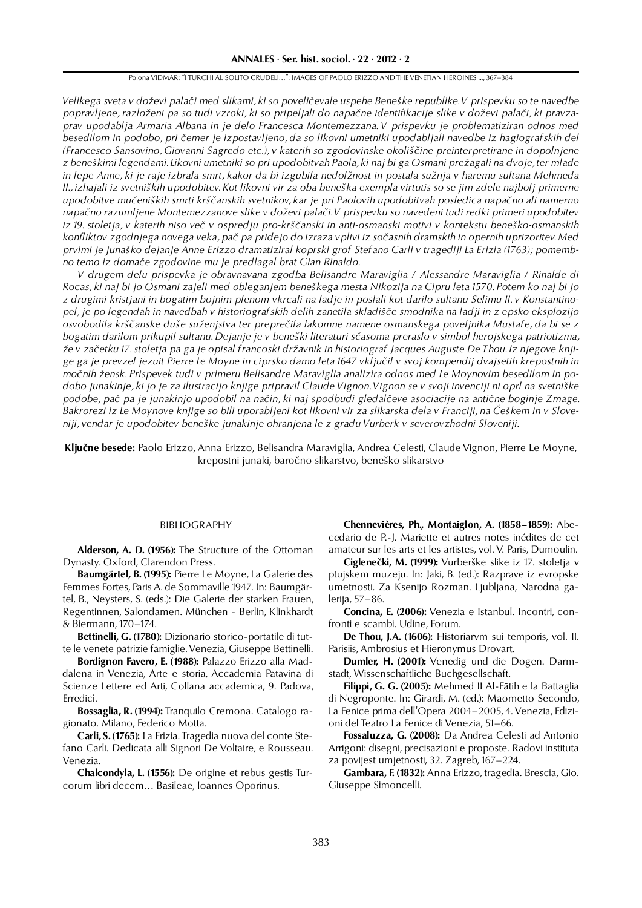*Velikega sveta v doževi palači med slikami, ki so poveličevale uspehe Beneške republike. V prispevku so te navedbe popravljene, razloženi pa so tudi vzroki, ki so pripeljali do napačne identifikacije slike v doževi palači, ki pravzaprav upodablja Armaria Albana in je delo Francesca Montemezzana. V prispevku je problematiziran odnos med besedilom in podobo, pri čemer je izpostavljeno, da so likovni umetniki upodabljali navedbe iz hagiografskih del (Francesco Sansovino, Giovanni Sagredo etc.), v katerih so zgodovinske okoliščine preinterpretirane in dopolnjene z beneškimi legendami. Likovni umetniki so pri upodobitvah Paola, ki naj bi ga Osmani prežagali na dvoje, ter mlade in lepe Anne, ki je raje izbrala smrt, kakor da bi izgubila nedolžnost in postala sužnja v haremu sultana Mehmeda II., izhajali iz svetniških upodobitev. Kot likovni vir za oba beneška exempla virtutis so se jim zdele najbolj primerne upodobitve mučeniških smrti krščanskih svetnikov, kar je pri Paolovih upodobitvah posledica napačno ali namerno napačno razumljene Montemezzanove slike v doževi palači. V prispevku so navedeni tudi redki primeri upodobitev iz 19. stoletja, v katerih niso več v ospredju pro-krščanski in anti-osmanski motivi v kontekstu beneško-osmanskih konfliktov zgodnjega novega veka, pač pa pridejo do izraza vplivi iz sočasnih dramskih in opernih uprizoritev. Med prvimi je junaško dejanje Anne Erizzo dramatiziral koprski grof Stefano Carli v tragediji La Erizia (1763); pomembno temo iz domače zgodovine mu je predlagal brat Gian Rinaldo.*

*V drugem delu prispevka je obravnavana zgodba Belisandre Maraviglia / Alessandre Maraviglia / Rinalde di Rocas, ki naj bi jo Osmani zajeli med obleganjem beneškega mesta Nikozija na Cipru leta 1570. Potem ko naj bi jo z drugimi kristjani in bogatim bojnim plenom vkrcali na ladje in poslali kot darilo sultanu Selimu II. v Konstantinopel, je po legendah in navedbah v historiografskih delih zanetila skladišče smodnika na ladji in z epsko eksplozijo osvobodila krščanske duše suženjstva ter preprečila lakomne namene osmanskega poveljnika Mustafe, da bi se z bogatim darilom prikupil sultanu. Dejanje je v beneški literaturi sčasoma preraslo v simbol herojskega patriotizma, že v začetku 17. stoletja pa ga je opisal francoski državnik in historiograf Jacques Auguste De Thou. Iz njegove knjige ga je prevzel jezuit Pierre Le Moyne in ciprsko damo leta 1647 vključil v svoj kompendij dvajsetih krepostnih in močnih žensk. Prispevek tudi v primeru Belisandre Maraviglia analizira odnos med Le Moynovim besedilom in podobo junakinje, ki jo je za ilustracijo knjige pripravil Claude Vignon. Vignon se v svoji invenciji ni oprl na svetniške podobe, pač pa je junakinjo upodobil na način, ki naj spodbudi gledalčeve asociacije na antične boginje Zmage. Bakrorezi iz Le Moynove knjige so bili uporabljeni kot likovni vir za slikarska dela v Franciji, na Češkem in v Sloveniji, vendar je upodobitev beneške junakinje ohranjena le z gradu Vurberk v severovzhodni Sloveniji.*

**Ključne besede:** Paolo Erizzo, Anna Erizzo, Belisandra Maraviglia, Andrea Celesti, Claude Vignon, Pierre Le Moyne, krepostni junaki, baročno slikarstvo, beneško slikarstvo

## BIBLIOGRAPHY

**Alderson, A. D. (1956):** The Structure of the Ottoman Dynasty. Oxford, Clarendon Press.

**Baumgärtel, B. (1995):** Pierre Le Moyne, La Galerie des Femmes Fortes, Paris A. de Sommaville 1947. In: Baumgärtel, B., Neysters, S. (eds.): Die Galerie der starken Frauen, Regentinnen, Salondamen. München - Berlin, Klinkhardt & Biermann, 170–174.

**Bettinelli, G. (1780):** Dizionario storico-portatile di tutte le venete patrizie famiglie. Venezia, Giuseppe Bettinelli.

**Bordignon Favero, E. (1988):** Palazzo Erizzo alla Maddalena in Venezia, Arte e storia, Accademia Patavina di Scienze Lettere ed Arti, Collana accademica, 9. Padova, Erredici.

**Bossaglia, R. (1994):** Tranquilo Cremona. Catalogo ragionato. Milano, Federico Motta.

**Carli, S. (1765):** La Erizia. Tragedia nuova del conte Stefano Carli. Dedicata alli Signori De Voltaire, e Rousseau. Venezia.

**Chalcondyla, L. (1556):** De origine et rebus gestis Turcorum libri decem… Basileae, Ioannes Oporinus.

**Chennevières, Ph., Montaiglon, A. (1858–1859):** Abecedario de P.-J. Mariette et autres notes inédites de cet amateur sur les arts et les artistes, vol. V. Paris, Dumoulin.

**Ciglenečki, M. (1999):** Vurberške slike iz 17. stoletja v ptujskem muzeju. In: Jaki, B. (ed.): Razprave iz evropske umetnosti. Za Ksenijo Rozman. Ljubljana, Narodna galerija, 57–86.

**Concina, E. (2006):** Venezia e Istanbul. Incontri, confronti e scambi. Udine, Forum.

**De Thou, J.A. (1606):** Historiarvm sui temporis, vol. II. Parisiis, Ambrosius et Hieronymus Drovart.

**Dumler, H. (2001):** Venedig und die Dogen. Darmstadt, Wissenschaftliche Buchgesellschaft.

**Filippi, G. G. (2005):** Mehmed II Al-Fātih e la Battaglia di Negroponte. In: Girardi, M. (ed.): Maometto Secondo, La Fenice prima dell'Opera 2004–2005, 4. Venezia, Edizioni del Teatro La Fenice di Venezia, 51–66.

**Fossaluzza, G. (2008):** Da Andrea Celesti ad Antonio Arrigoni: disegni, precisazioni e proposte. Radovi instituta za povijest umjetnosti, 32. Zagreb, 167–224.

**Gambara, F. (1832):** Anna Erizzo, tragedia. Brescia, Gio. Giuseppe Simoncelli.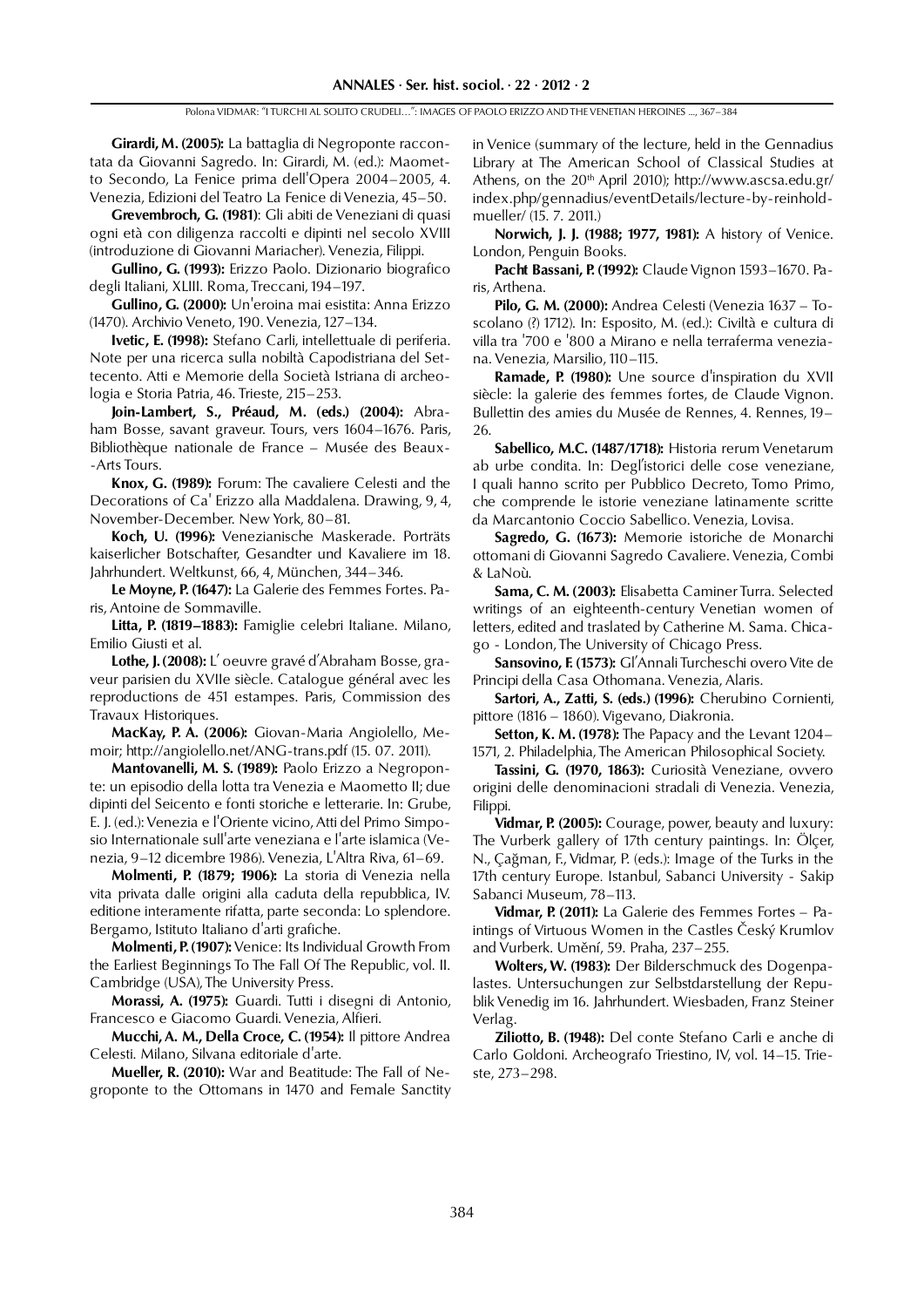**Girardi, M. (2005):** La battaglia di Negroponte raccontata da Giovanni Sagredo. In: Girardi, M. (ed.): Maometto Secondo, La Fenice prima dell'Opera 2004–2005, 4. Venezia, Edizioni del Teatro La Fenice di Venezia, 45–50.

**Grevembroch, G. (1981)**: Gli abiti de Veneziani di quasi ogni età con diligenza raccolti e dipinti nel secolo XVIII (introduzione di Giovanni Mariacher). Venezia, Filippi.

**Gullino, G. (1993):** Erizzo Paolo. Dizionario biografico degli Italiani, XLIII. Roma, Treccani, 194–197.

**Gullino, G. (2000):** Un'eroina mai esistita: Anna Erizzo (1470). Archivio Veneto, 190. Venezia, 127–134.

**Ivetic, E. (1998):** Stefano Carli, intellettuale di periferia. Note per una ricerca sulla nobiltà Capodistriana del Settecento. Atti e Memorie della Società Istriana di archeologia e Storia Patria, 46. Trieste, 215–253.

**Join-Lambert, S., Préaud, M. (eds.) (2004):** Abraham Bosse, savant graveur. Tours, vers 1604–1676. Paris, Bibliothèque nationale de France – Musée des Beaux--Arts Tours.

**Knox, G. (1989):** Forum: The cavaliere Celesti and the Decorations of Ca' Erizzo alla Maddalena. Drawing, 9, 4, November-December. New York, 80–81.

**Koch, U. (1996):** Venezianische Maskerade. Porträts kaiserlicher Botschafter, Gesandter und Kavaliere im 18. Jahrhundert. Weltkunst, 66, 4, München, 344–346.

**Le Moyne, P. (1647):** La Galerie des Femmes Fortes. Paris, Antoine de Sommaville.

**Litta, P. (1819–1883):** Famiglie celebri Italiane. Milano, Emilio Giusti et al.

**Lothe, J. (2008):** L'oeuvre gravé d'Abraham Bosse, graveur parisien du XVIIe siècle. Catalogue général avec les reproductions de 451 estampes. Paris, Commission des Travaux Historiques.

**MacKay, P. A. (2006):** Giovan-Maria Angiolello, Memoir; http://angiolello.net/ANG-trans.pdf (15. 07. 2011).

**Mantovanelli, M. S. (1989):** Paolo Erizzo a Negroponte: un episodio della lotta tra Venezia e Maometto II; due dipinti del Seicento e fonti storiche e letterarie. In: Grube, E. J. (ed.): Venezia e l'Oriente vicino, Atti del Primo Simposio Internationale sull'arte veneziana e l'arte islamica (Venezia, 9–12 dicembre 1986). Venezia, L'Altra Riva, 61–69.

**Molmenti, P. (1879; 1906):** La storia di Venezia nella vita privata dalle origini alla caduta della repubblica, IV. editione interamente rifatta, parte seconda: Lo splendore. Bergamo, Istituto Italiano d'arti grafiche.

**Molmenti, P. (1907):** Venice: Its Individual Growth From the Earliest Beginnings To The Fall Of The Republic, vol. II. Cambridge (USA), The University Press.

**Morassi, A. (1975):** Guardi. Tutti i disegni di Antonio, Francesco e Giacomo Guardi. Venezia, Alfieri.

**Mucchi, A. M., Della Croce, C. (1954):** Il pittore Andrea Celesti. Milano, Silvana editoriale d'arte.

**Mueller, R. (2010):** War and Beatitude: The Fall of Negroponte to the Ottomans in 1470 and Female Sanctity in Venice (summary of the lecture, held in the Gennadius Library at The American School of Classical Studies at Athens, on the 20th April 2010); http://www.ascsa.edu.gr/index.php/gennadius/eventDetails/lecture-by-reinhold-mueller/ (15. 7. 2011.)

**Norwich, J. J. (1988; 1977, 1981):** A history of Venice. London, Penguin Books.

**Pacht Bassani, P. (1992):** Claude Vignon 1593–1670. Paris, Arthena.

**Pilo, G. M. (2000):** Andrea Celesti (Venezia 1637 – Toscolano (?) 1712). In: Esposito, M. (ed.): Civiltà e cultura di villa tra '700 e '800 a Mirano e nella terraferma veneziana. Venezia, Marsilio, 110–115.

**Ramade, P. (1980):** Une source d'inspiration du XVII siècle: la galerie des femmes fortes, de Claude Vignon. Bullettin des amies du Musée de Rennes, 4. Rennes, 19–26.

**Sabellico, M.C. (1487/1718):** Historia rerum Venetarum ab urbe condita. In: Degl'istorici delle cose veneziane, I quali hanno scrito per Pubblico Decreto, Tomo Primo, che comprende le istorie veneziane latinamente scritte da Marcantonio Coccio Sabellico. Venezia, Lovisa.

**Sagredo, G. (1673):** Memorie istoriche de Monarchi ottomani di Giovanni Sagredo Cavaliere. Venezia, Combi & LaNoù.

**Sama, C. M. (2003):** Elisabetta Caminer Turra. Selected writings of an eighteenth-century Venetian women of letters, edited and traslated by Catherine M. Sama. Chicago - London, The University of Chicago Press.

**Sansovino, F. (1573):** Gl'Annali Turcheschi overo Vite de Principi della Casa Othomana. Venezia, Alaris.

**Sartori, A., Zatti, S. (eds.) (1996):** Cherubino Cornienti, pittore (1816 – 1860). Vigevano, Diakronia.

**Setton, K. M. (1978):** The Papacy and the Levant 1204–1571, 2. Philadelphia, The American Philosophical Society.

**Tassini, G. (1970, 1863):** Curiosità Veneziane, ovvero origini delle denominacioni stradali di Venezia. Venezia, Filippi.

**Vidmar, P. (2005):** Courage, power, beauty and luxury: The Vurberk gallery of 17th century paintings. In: Ölçer, N., Çağman, F., Vidmar, P. (eds.): Image of the Turks in the 17th century Europe. Istanbul, Sabanci University - Sakip Sabanci Museum, 78–113.

**Vidmar, P. (2011):** La Galerie des Femmes Fortes – Paintings of Virtuous Women in the Castles Český Krumlov and Vurberk. Umění, 59. Praha, 237–255.

**Wolters, W. (1983):** Der Bilderschmuck des Dogenpalastes. Untersuchungen zur Selbstdarstellung der Republik Venedig im 16. Jahrhundert. Wiesbaden, Franz Steiner Verlag.

**Ziliotto, B. (1948):** Del conte Stefano Carli e anche di Carlo Goldoni. Archeografo Triestino, IV, vol. 14–15. Trieste, 273–298.